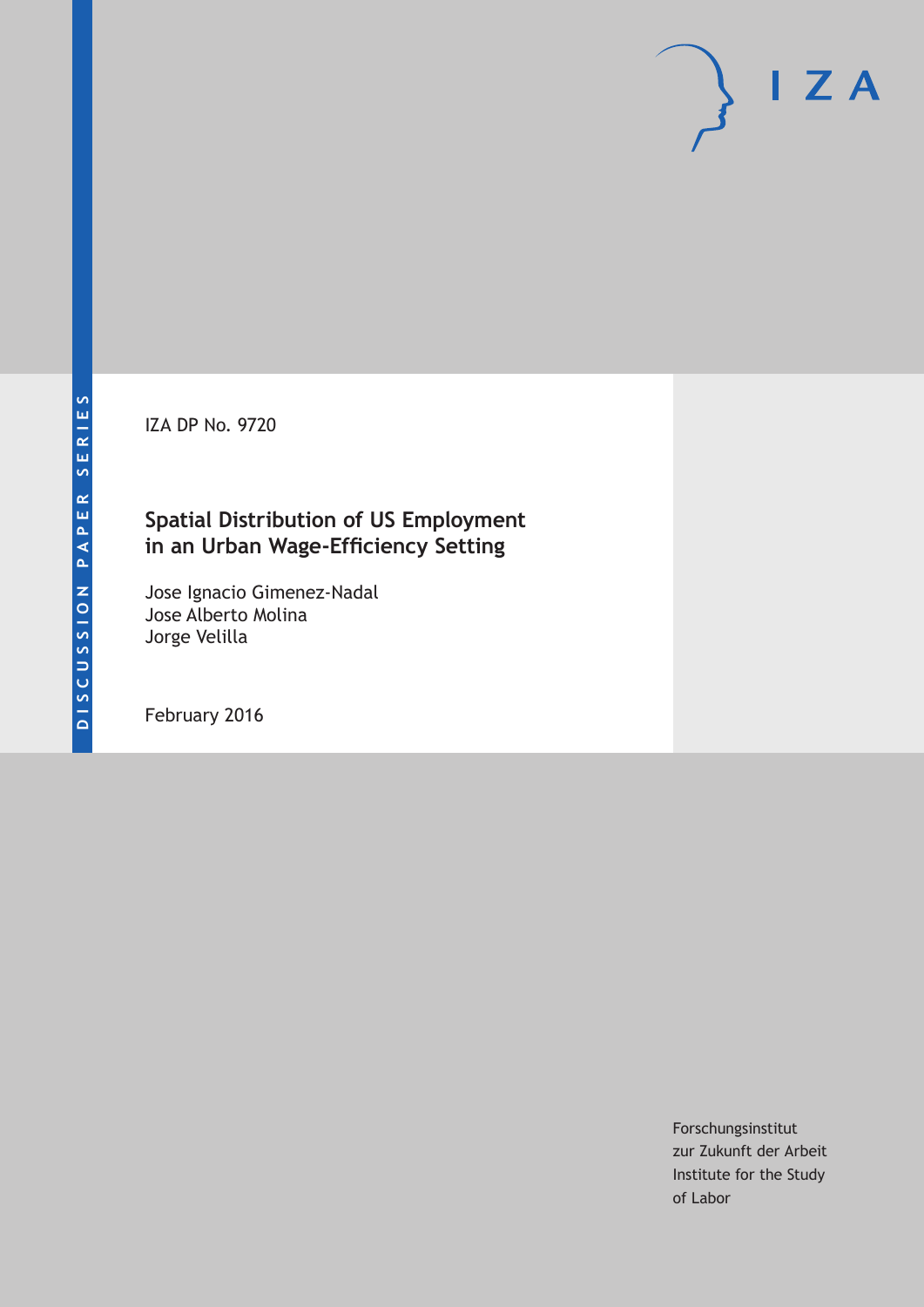DISCUSSION PAPER SERIES

IZA DP No. 9720

# Spatial Distribution of US Employment in an Urban Wage-Efficiency Setting

Jose Ignacio Gimenez-Nadal
Jose Alberto Molina
Jorge Velilla

February 2016

IZA

Forschungsinstitut
zur Zukunft der Arbeit
Institute for the Study
of Labor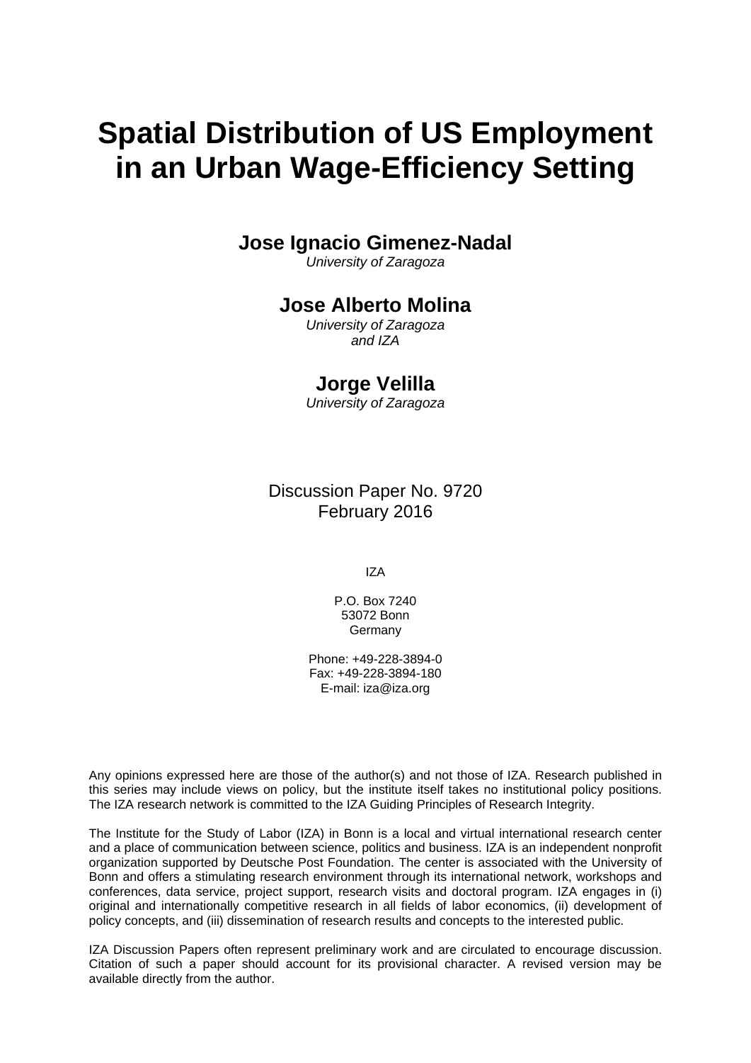# Spatial Distribution of US Employment in an Urban Wage-Efficiency Setting

**Jose Ignacio Gimenez-Nadal**
*University of Zaragoza*

**Jose Alberto Molina**
*University of Zaragoza and IZA*

**Jorge Velilla**
*University of Zaragoza*

Discussion Paper No. 9720
February 2016

IZA

P.O. Box 7240
53072 Bonn
Germany

Phone: +49-228-3894-0
Fax: +49-228-3894-180
E-mail: iza@iza.org

Any opinions expressed here are those of the author(s) and not those of IZA. Research published in this series may include views on policy, but the institute itself takes no institutional policy positions. The IZA research network is committed to the IZA Guiding Principles of Research Integrity.

The Institute for the Study of Labor (IZA) in Bonn is a local and virtual international research center and a place of communication between science, politics and business. IZA is an independent nonprofit organization supported by Deutsche Post Foundation. The center is associated with the University of Bonn and offers a stimulating research environment through its international network, workshops and conferences, data service, project support, research visits and doctoral program. IZA engages in (i) original and internationally competitive research in all fields of labor economics, (ii) development of policy concepts, and (iii) dissemination of research results and concepts to the interested public.

IZA Discussion Papers often represent preliminary work and are circulated to encourage discussion. Citation of such a paper should account for its provisional character. A revised version may be available directly from the author.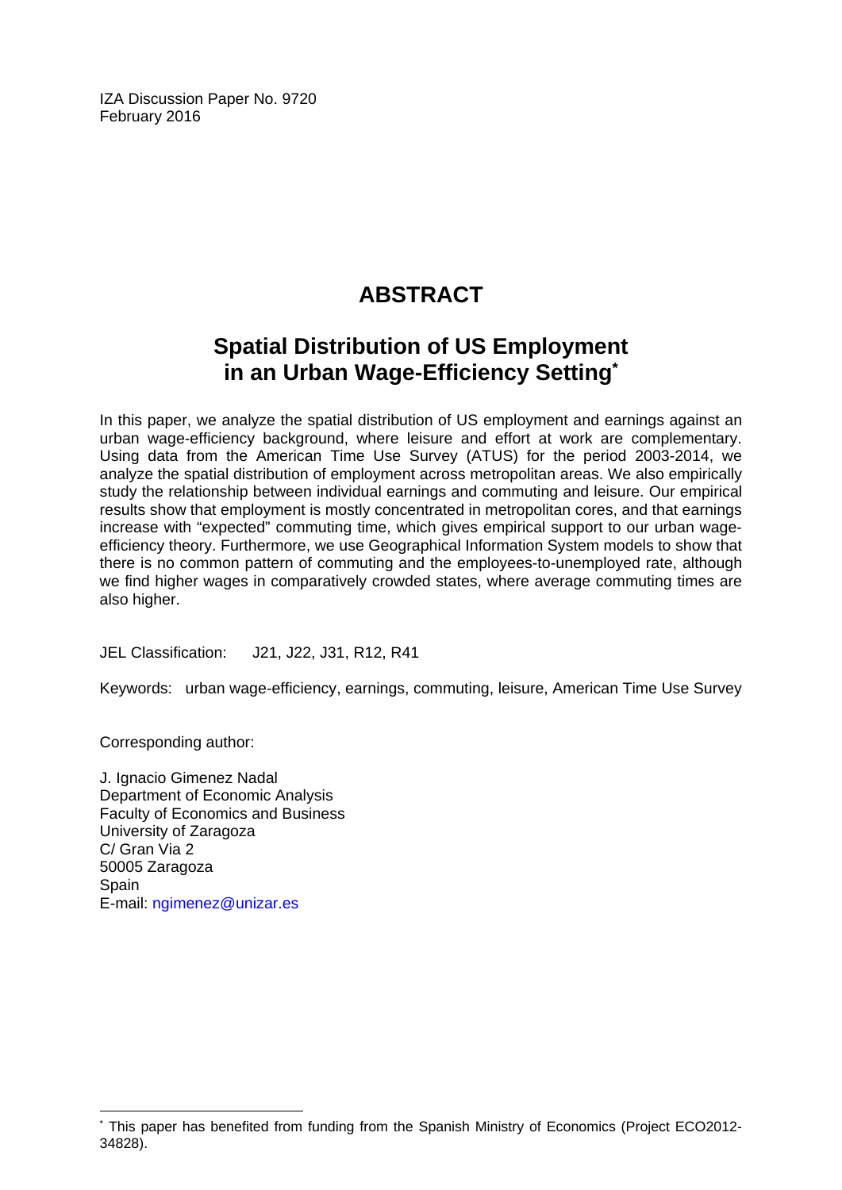IZA Discussion Paper No. 9720
February 2016

# ABSTRACT

## Spatial Distribution of US Employment in an Urban Wage-Efficiency Setting*

In this paper, we analyze the spatial distribution of US employment and earnings against an urban wage-efficiency background, where leisure and effort at work are complementary. Using data from the American Time Use Survey (ATUS) for the period 2003-2014, we analyze the spatial distribution of employment across metropolitan areas. We also empirically study the relationship between individual earnings and commuting and leisure. Our empirical results show that employment is mostly concentrated in metropolitan cores, and that earnings increase with "expected" commuting time, which gives empirical support to our urban wage-efficiency theory. Furthermore, we use Geographical Information System models to show that there is no common pattern of commuting and the employees-to-unemployed rate, although we find higher wages in comparatively crowded states, where average commuting times are also higher.

JEL Classification: J21, J22, J31, R12, R41

Keywords: urban wage-efficiency, earnings, commuting, leisure, American Time Use Survey

Corresponding author:

J. Ignacio Gimenez Nadal
Department of Economic Analysis
Faculty of Economics and Business
University of Zaragoza
C/ Gran Via 2
50005 Zaragoza
Spain
E-mail: ngimenez@unizar.es

* This paper has benefited from funding from the Spanish Ministry of Economics (Project ECO2012-34828).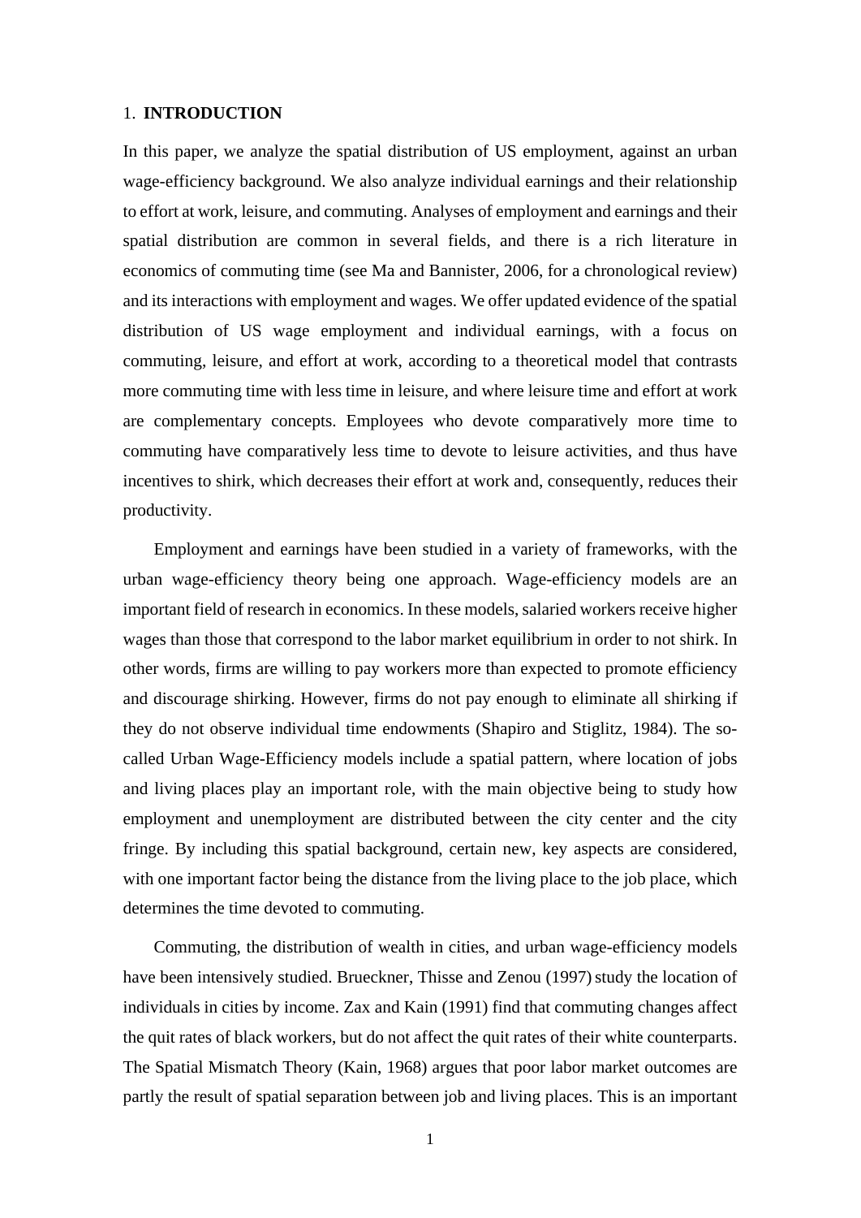# 1. INTRODUCTION

In this paper, we analyze the spatial distribution of US employment, against an urban wage-efficiency background. We also analyze individual earnings and their relationship to effort at work, leisure, and commuting. Analyses of employment and earnings and their spatial distribution are common in several fields, and there is a rich literature in economics of commuting time (see Ma and Bannister, 2006, for a chronological review) and its interactions with employment and wages. We offer updated evidence of the spatial distribution of US wage employment and individual earnings, with a focus on commuting, leisure, and effort at work, according to a theoretical model that contrasts more commuting time with less time in leisure, and where leisure time and effort at work are complementary concepts. Employees who devote comparatively more time to commuting have comparatively less time to devote to leisure activities, and thus have incentives to shirk, which decreases their effort at work and, consequently, reduces their productivity.

Employment and earnings have been studied in a variety of frameworks, with the urban wage-efficiency theory being one approach. Wage-efficiency models are an important field of research in economics. In these models, salaried workers receive higher wages than those that correspond to the labor market equilibrium in order to not shirk. In other words, firms are willing to pay workers more than expected to promote efficiency and discourage shirking. However, firms do not pay enough to eliminate all shirking if they do not observe individual time endowments (Shapiro and Stiglitz, 1984). The so-called Urban Wage-Efficiency models include a spatial pattern, where location of jobs and living places play an important role, with the main objective being to study how employment and unemployment are distributed between the city center and the city fringe. By including this spatial background, certain new, key aspects are considered, with one important factor being the distance from the living place to the job place, which determines the time devoted to commuting.

Commuting, the distribution of wealth in cities, and urban wage-efficiency models have been intensively studied. Brueckner, Thisse and Zenou (1997) study the location of individuals in cities by income. Zax and Kain (1991) find that commuting changes affect the quit rates of black workers, but do not affect the quit rates of their white counterparts. The Spatial Mismatch Theory (Kain, 1968) argues that poor labor market outcomes are partly the result of spatial separation between job and living places. This is an important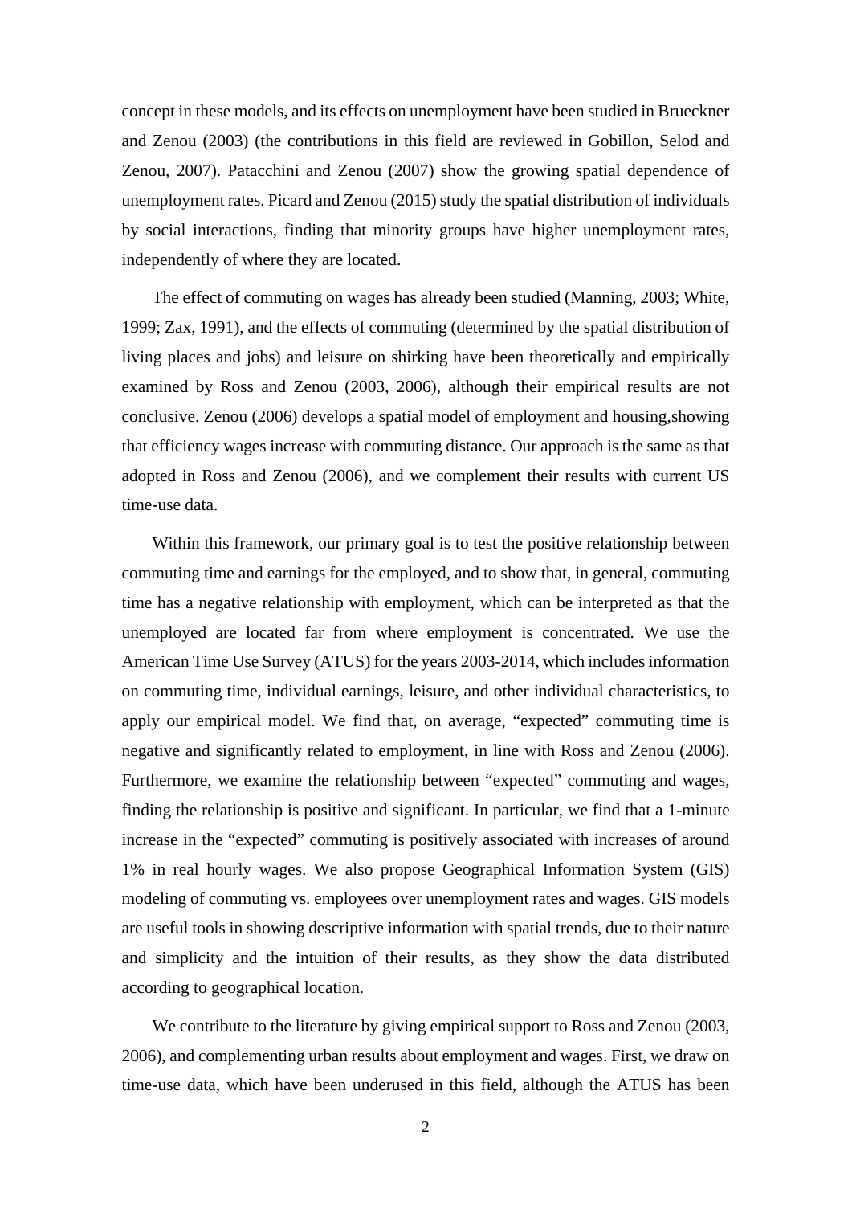concept in these models, and its effects on unemployment have been studied in Brueckner and Zenou (2003) (the contributions in this field are reviewed in Gobillon, Selod and Zenou, 2007). Patacchini and Zenou (2007) show the growing spatial dependence of unemployment rates. Picard and Zenou (2015) study the spatial distribution of individuals by social interactions, finding that minority groups have higher unemployment rates, independently of where they are located.

The effect of commuting on wages has already been studied (Manning, 2003; White, 1999; Zax, 1991), and the effects of commuting (determined by the spatial distribution of living places and jobs) and leisure on shirking have been theoretically and empirically examined by Ross and Zenou (2003, 2006), although their empirical results are not conclusive. Zenou (2006) develops a spatial model of employment and housing,showing that efficiency wages increase with commuting distance. Our approach is the same as that adopted in Ross and Zenou (2006), and we complement their results with current US time-use data.

Within this framework, our primary goal is to test the positive relationship between commuting time and earnings for the employed, and to show that, in general, commuting time has a negative relationship with employment, which can be interpreted as that the unemployed are located far from where employment is concentrated. We use the American Time Use Survey (ATUS) for the years 2003-2014, which includes information on commuting time, individual earnings, leisure, and other individual characteristics, to apply our empirical model. We find that, on average, "expected" commuting time is negative and significantly related to employment, in line with Ross and Zenou (2006). Furthermore, we examine the relationship between "expected" commuting and wages, finding the relationship is positive and significant. In particular, we find that a 1-minute increase in the "expected" commuting is positively associated with increases of around 1% in real hourly wages. We also propose Geographical Information System (GIS) modeling of commuting vs. employees over unemployment rates and wages. GIS models are useful tools in showing descriptive information with spatial trends, due to their nature and simplicity and the intuition of their results, as they show the data distributed according to geographical location.

We contribute to the literature by giving empirical support to Ross and Zenou (2003, 2006), and complementing urban results about employment and wages. First, we draw on time-use data, which have been underused in this field, although the ATUS has been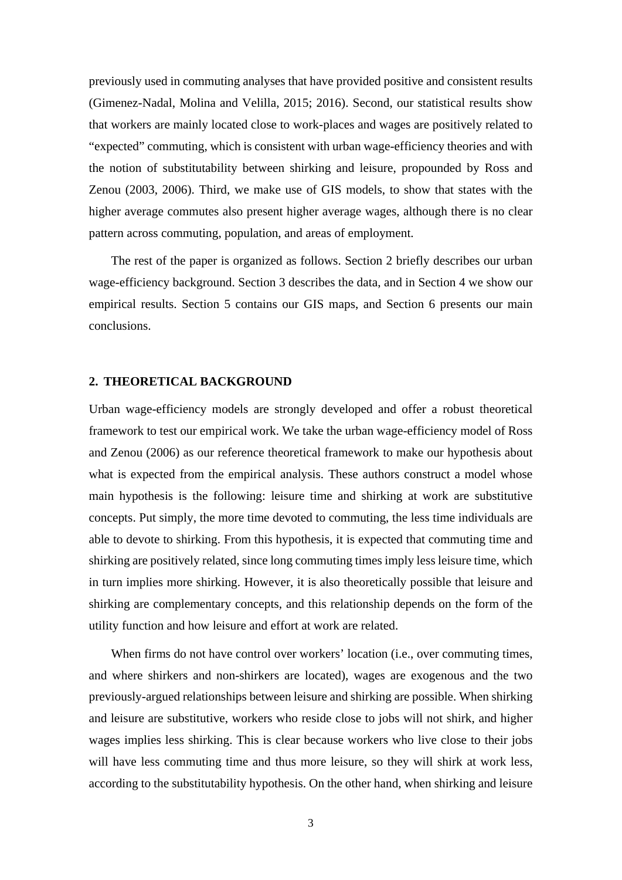previously used in commuting analyses that have provided positive and consistent results (Gimenez-Nadal, Molina and Velilla, 2015; 2016). Second, our statistical results show that workers are mainly located close to work-places and wages are positively related to "expected" commuting, which is consistent with urban wage-efficiency theories and with the notion of substitutability between shirking and leisure, propounded by Ross and Zenou (2003, 2006). Third, we make use of GIS models, to show that states with the higher average commutes also present higher average wages, although there is no clear pattern across commuting, population, and areas of employment.

The rest of the paper is organized as follows. Section 2 briefly describes our urban wage-efficiency background. Section 3 describes the data, and in Section 4 we show our empirical results. Section 5 contains our GIS maps, and Section 6 presents our main conclusions.

## 2. THEORETICAL BACKGROUND

Urban wage-efficiency models are strongly developed and offer a robust theoretical framework to test our empirical work. We take the urban wage-efficiency model of Ross and Zenou (2006) as our reference theoretical framework to make our hypothesis about what is expected from the empirical analysis. These authors construct a model whose main hypothesis is the following: leisure time and shirking at work are substitutive concepts. Put simply, the more time devoted to commuting, the less time individuals are able to devote to shirking. From this hypothesis, it is expected that commuting time and shirking are positively related, since long commuting times imply less leisure time, which in turn implies more shirking. However, it is also theoretically possible that leisure and shirking are complementary concepts, and this relationship depends on the form of the utility function and how leisure and effort at work are related.

When firms do not have control over workers' location (i.e., over commuting times, and where shirkers and non-shirkers are located), wages are exogenous and the two previously-argued relationships between leisure and shirking are possible. When shirking and leisure are substitutive, workers who reside close to jobs will not shirk, and higher wages implies less shirking. This is clear because workers who live close to their jobs will have less commuting time and thus more leisure, so they will shirk at work less, according to the substitutability hypothesis. On the other hand, when shirking and leisure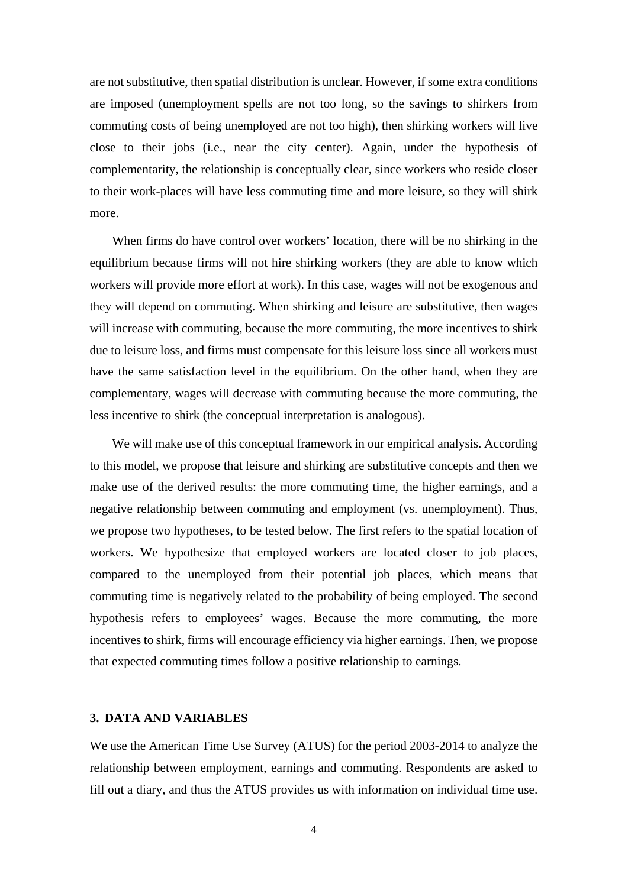are not substitutive, then spatial distribution is unclear. However, if some extra conditions are imposed (unemployment spells are not too long, so the savings to shirkers from commuting costs of being unemployed are not too high), then shirking workers will live close to their jobs (i.e., near the city center). Again, under the hypothesis of complementarity, the relationship is conceptually clear, since workers who reside closer to their work-places will have less commuting time and more leisure, so they will shirk more.

When firms do have control over workers' location, there will be no shirking in the equilibrium because firms will not hire shirking workers (they are able to know which workers will provide more effort at work). In this case, wages will not be exogenous and they will depend on commuting. When shirking and leisure are substitutive, then wages will increase with commuting, because the more commuting, the more incentives to shirk due to leisure loss, and firms must compensate for this leisure loss since all workers must have the same satisfaction level in the equilibrium. On the other hand, when they are complementary, wages will decrease with commuting because the more commuting, the less incentive to shirk (the conceptual interpretation is analogous).

We will make use of this conceptual framework in our empirical analysis. According to this model, we propose that leisure and shirking are substitutive concepts and then we make use of the derived results: the more commuting time, the higher earnings, and a negative relationship between commuting and employment (vs. unemployment). Thus, we propose two hypotheses, to be tested below. The first refers to the spatial location of workers. We hypothesize that employed workers are located closer to job places, compared to the unemployed from their potential job places, which means that commuting time is negatively related to the probability of being employed. The second hypothesis refers to employees' wages. Because the more commuting, the more incentives to shirk, firms will encourage efficiency via higher earnings. Then, we propose that expected commuting times follow a positive relationship to earnings.

## 3. DATA AND VARIABLES

We use the American Time Use Survey (ATUS) for the period 2003-2014 to analyze the relationship between employment, earnings and commuting. Respondents are asked to fill out a diary, and thus the ATUS provides us with information on individual time use.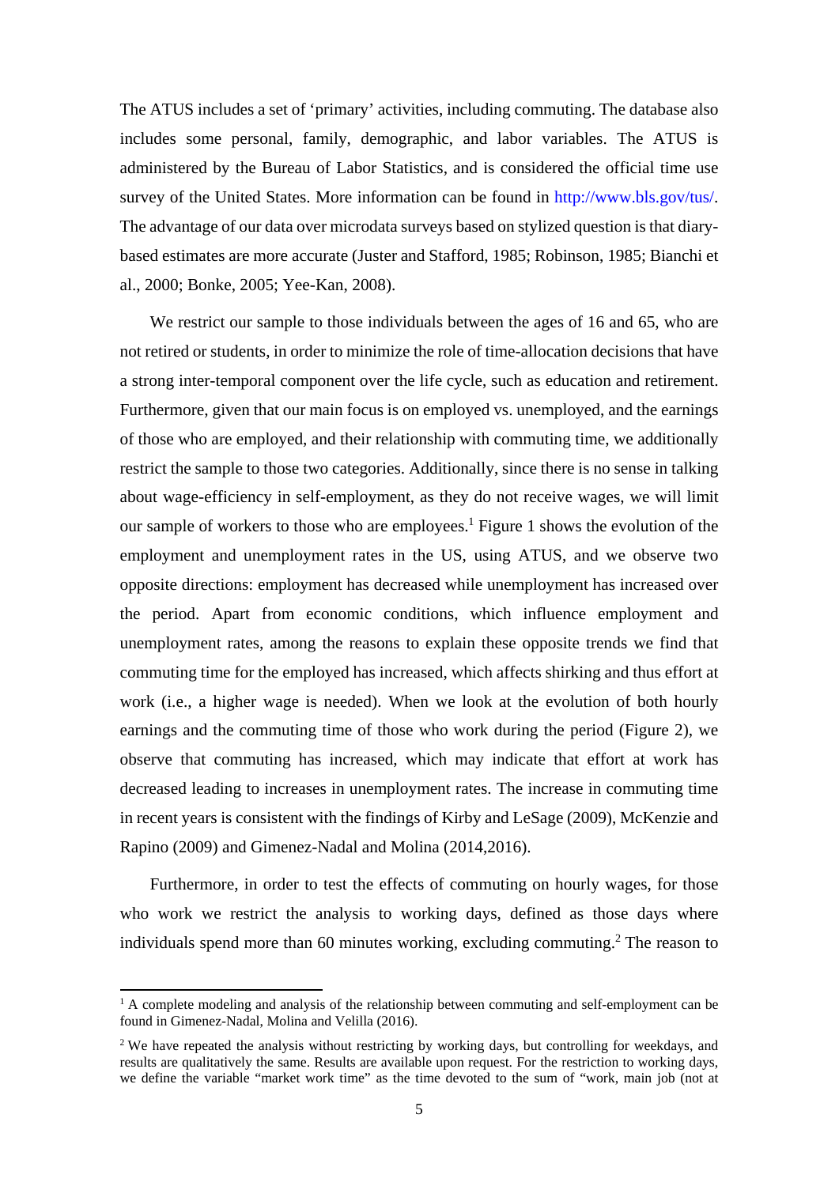The ATUS includes a set of 'primary' activities, including commuting. The database also includes some personal, family, demographic, and labor variables. The ATUS is administered by the Bureau of Labor Statistics, and is considered the official time use survey of the United States. More information can be found in http://www.bls.gov/tus/. The advantage of our data over microdata surveys based on stylized question is that diary-based estimates are more accurate (Juster and Stafford, 1985; Robinson, 1985; Bianchi et al., 2000; Bonke, 2005; Yee-Kan, 2008).

We restrict our sample to those individuals between the ages of 16 and 65, who are not retired or students, in order to minimize the role of time-allocation decisions that have a strong inter-temporal component over the life cycle, such as education and retirement. Furthermore, given that our main focus is on employed vs. unemployed, and the earnings of those who are employed, and their relationship with commuting time, we additionally restrict the sample to those two categories. Additionally, since there is no sense in talking about wage-efficiency in self-employment, as they do not receive wages, we will limit our sample of workers to those who are employees.[1] Figure 1 shows the evolution of the employment and unemployment rates in the US, using ATUS, and we observe two opposite directions: employment has decreased while unemployment has increased over the period. Apart from economic conditions, which influence employment and unemployment rates, among the reasons to explain these opposite trends we find that commuting time for the employed has increased, which affects shirking and thus effort at work (i.e., a higher wage is needed). When we look at the evolution of both hourly earnings and the commuting time of those who work during the period (Figure 2), we observe that commuting has increased, which may indicate that effort at work has decreased leading to increases in unemployment rates. The increase in commuting time in recent years is consistent with the findings of Kirby and LeSage (2009), McKenzie and Rapino (2009) and Gimenez-Nadal and Molina (2014,2016).

Furthermore, in order to test the effects of commuting on hourly wages, for those who work we restrict the analysis to working days, defined as those days where individuals spend more than 60 minutes working, excluding commuting.[2] The reason to

[1] A complete modeling and analysis of the relationship between commuting and self-employment can be found in Gimenez-Nadal, Molina and Velilla (2016).

[2] We have repeated the analysis without restricting by working days, but controlling for weekdays, and results are qualitatively the same. Results are available upon request. For the restriction to working days, we define the variable "market work time" as the time devoted to the sum of "work, main job (not at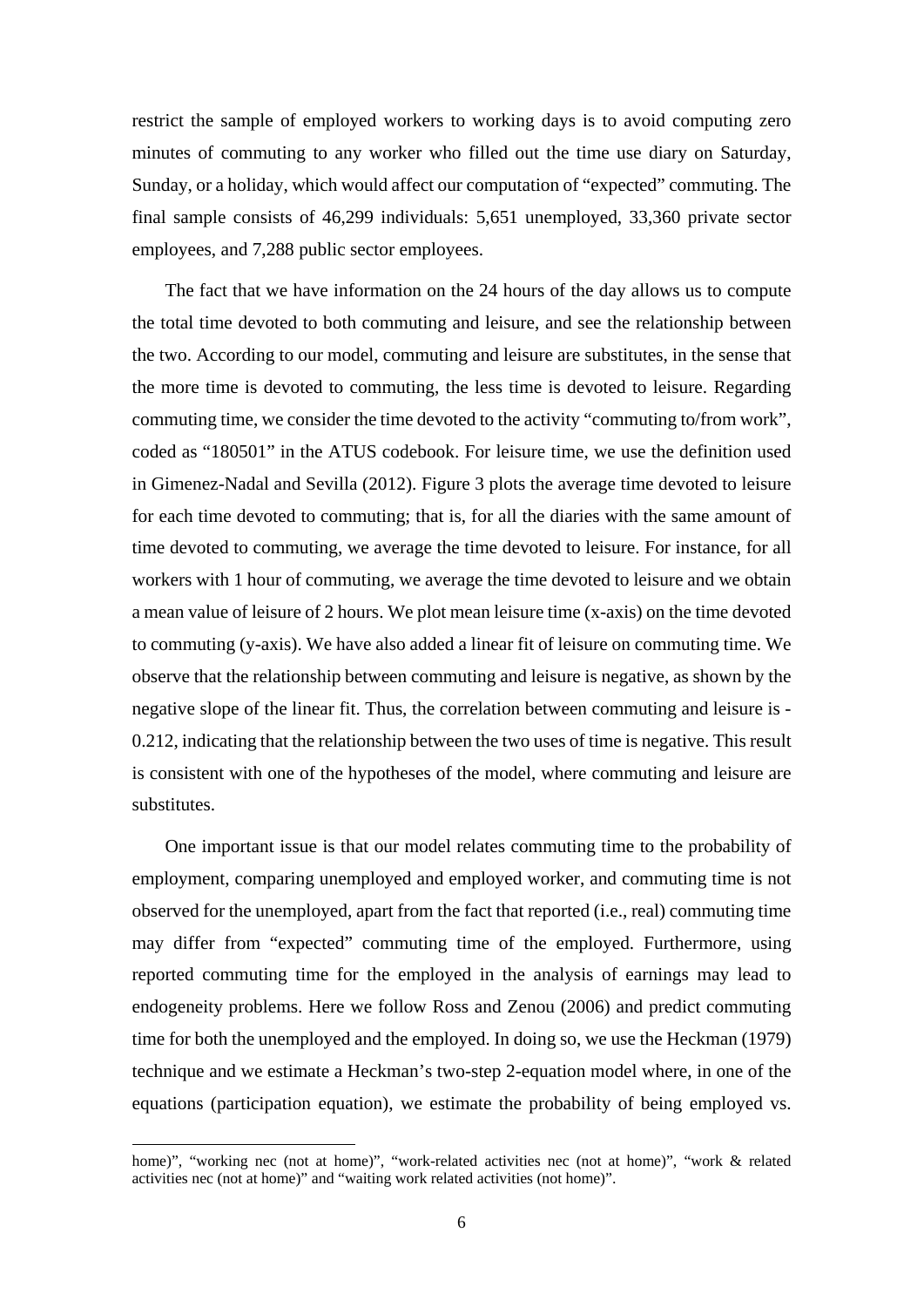restrict the sample of employed workers to working days is to avoid computing zero minutes of commuting to any worker who filled out the time use diary on Saturday, Sunday, or a holiday, which would affect our computation of "expected" commuting. The final sample consists of 46,299 individuals: 5,651 unemployed, 33,360 private sector employees, and 7,288 public sector employees.

The fact that we have information on the 24 hours of the day allows us to compute the total time devoted to both commuting and leisure, and see the relationship between the two. According to our model, commuting and leisure are substitutes, in the sense that the more time is devoted to commuting, the less time is devoted to leisure. Regarding commuting time, we consider the time devoted to the activity "commuting to/from work", coded as "180501" in the ATUS codebook. For leisure time, we use the definition used in Gimenez-Nadal and Sevilla (2012). Figure 3 plots the average time devoted to leisure for each time devoted to commuting; that is, for all the diaries with the same amount of time devoted to commuting, we average the time devoted to leisure. For instance, for all workers with 1 hour of commuting, we average the time devoted to leisure and we obtain a mean value of leisure of 2 hours. We plot mean leisure time (x-axis) on the time devoted to commuting (y-axis). We have also added a linear fit of leisure on commuting time. We observe that the relationship between commuting and leisure is negative, as shown by the negative slope of the linear fit. Thus, the correlation between commuting and leisure is -0.212, indicating that the relationship between the two uses of time is negative. This result is consistent with one of the hypotheses of the model, where commuting and leisure are substitutes.

One important issue is that our model relates commuting time to the probability of employment, comparing unemployed and employed worker, and commuting time is not observed for the unemployed, apart from the fact that reported (i.e., real) commuting time may differ from "expected" commuting time of the employed. Furthermore, using reported commuting time for the employed in the analysis of earnings may lead to endogeneity problems. Here we follow Ross and Zenou (2006) and predict commuting time for both the unemployed and the employed. In doing so, we use the Heckman (1979) technique and we estimate a Heckman's two-step 2-equation model where, in one of the equations (participation equation), we estimate the probability of being employed vs.

home)", "working nec (not at home)", "work-related activities nec (not at home)", "work & related activities nec (not at home)" and "waiting work related activities (not home)".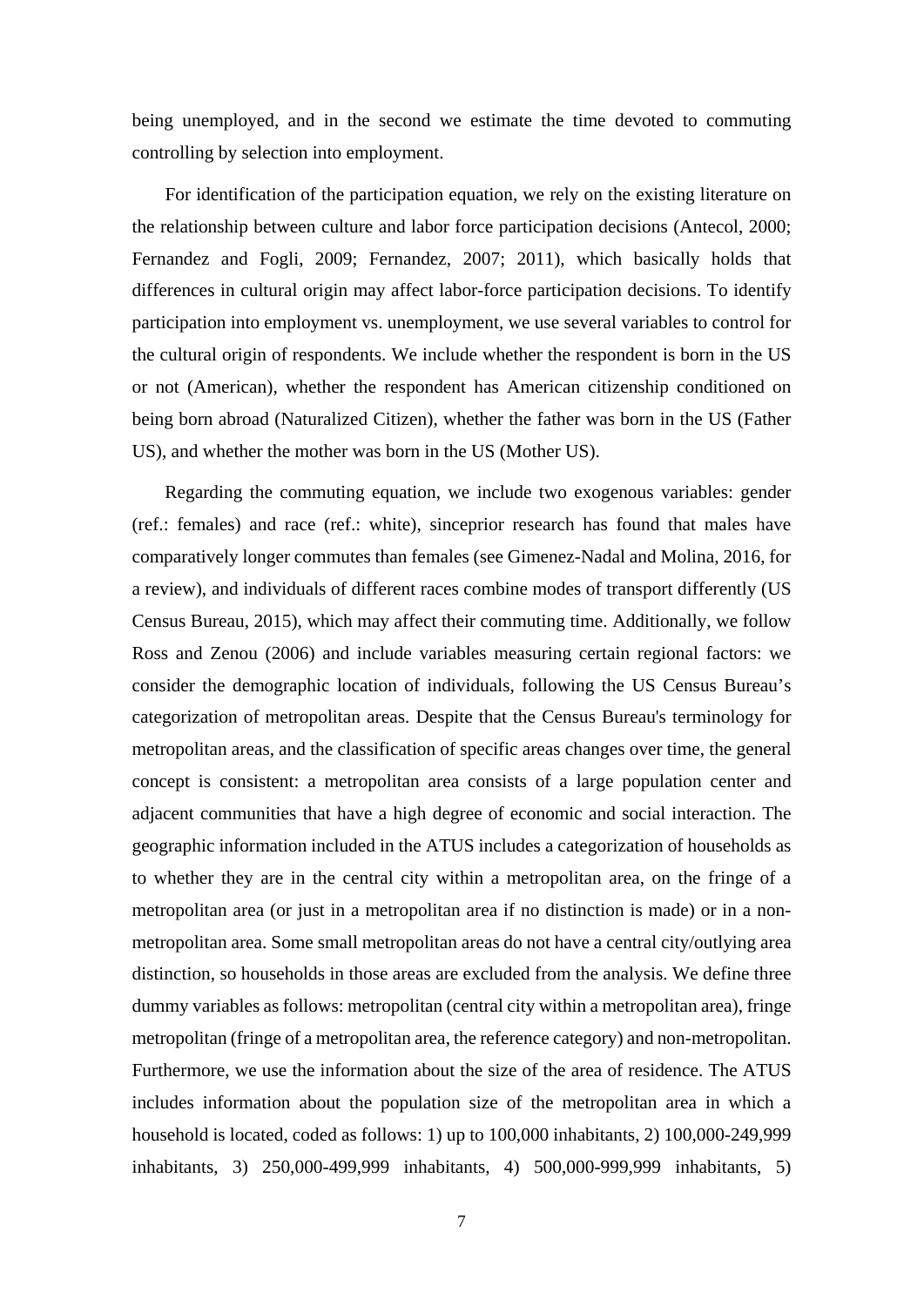being unemployed, and in the second we estimate the time devoted to commuting controlling by selection into employment.

For identification of the participation equation, we rely on the existing literature on the relationship between culture and labor force participation decisions (Antecol, 2000; Fernandez and Fogli, 2009; Fernandez, 2007; 2011), which basically holds that differences in cultural origin may affect labor-force participation decisions. To identify participation into employment vs. unemployment, we use several variables to control for the cultural origin of respondents. We include whether the respondent is born in the US or not (American), whether the respondent has American citizenship conditioned on being born abroad (Naturalized Citizen), whether the father was born in the US (Father US), and whether the mother was born in the US (Mother US).

Regarding the commuting equation, we include two exogenous variables: gender (ref.: females) and race (ref.: white), sinceprior research has found that males have comparatively longer commutes than females (see Gimenez-Nadal and Molina, 2016, for a review), and individuals of different races combine modes of transport differently (US Census Bureau, 2015), which may affect their commuting time. Additionally, we follow Ross and Zenou (2006) and include variables measuring certain regional factors: we consider the demographic location of individuals, following the US Census Bureau's categorization of metropolitan areas. Despite that the Census Bureau's terminology for metropolitan areas, and the classification of specific areas changes over time, the general concept is consistent: a metropolitan area consists of a large population center and adjacent communities that have a high degree of economic and social interaction. The geographic information included in the ATUS includes a categorization of households as to whether they are in the central city within a metropolitan area, on the fringe of a metropolitan area (or just in a metropolitan area if no distinction is made) or in a non-metropolitan area. Some small metropolitan areas do not have a central city/outlying area distinction, so households in those areas are excluded from the analysis. We define three dummy variables as follows: metropolitan (central city within a metropolitan area), fringe metropolitan (fringe of a metropolitan area, the reference category) and non-metropolitan. Furthermore, we use the information about the size of the area of residence. The ATUS includes information about the population size of the metropolitan area in which a household is located, coded as follows: 1) up to 100,000 inhabitants, 2) 100,000-249,999 inhabitants, 3) 250,000-499,999 inhabitants, 4) 500,000-999,999 inhabitants, 5)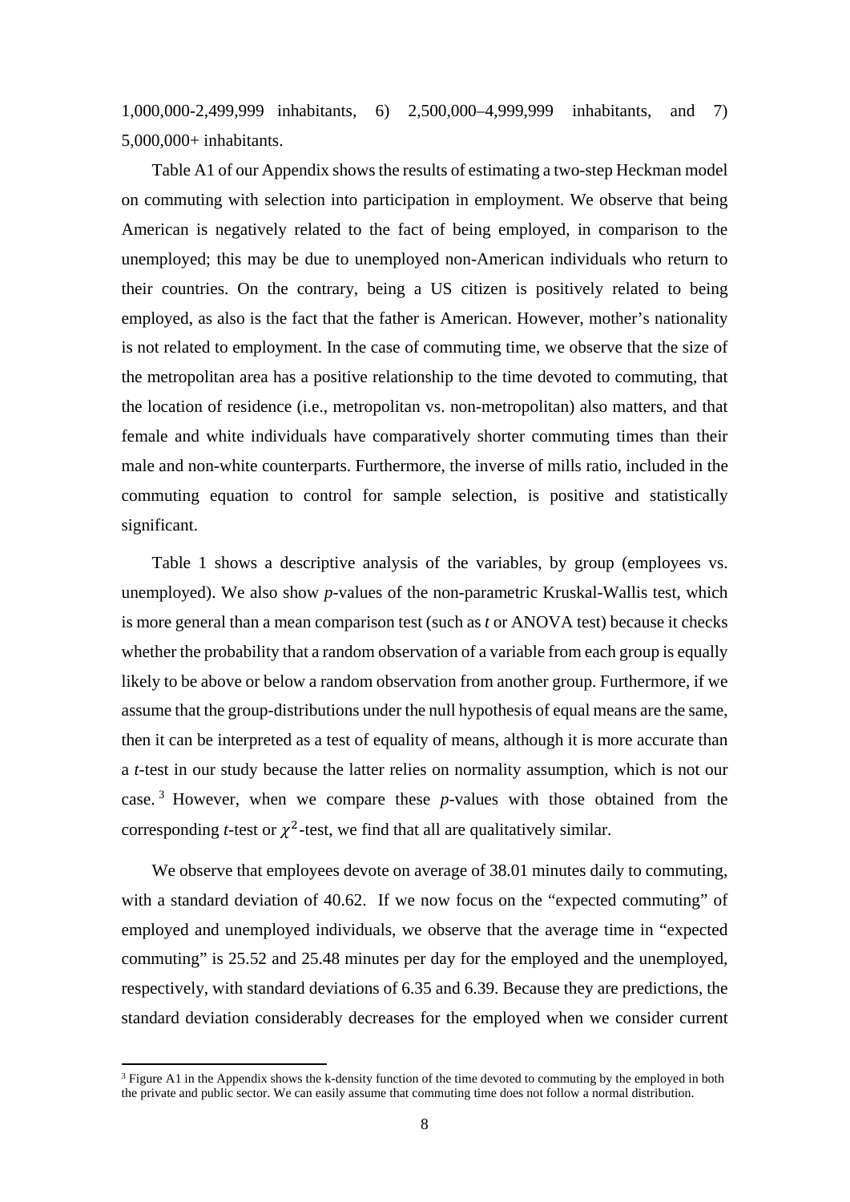1,000,000-2,499,999 inhabitants, 6) 2,500,000–4,999,999 inhabitants, and 7) 5,000,000+ inhabitants.

Table A1 of our Appendix shows the results of estimating a two-step Heckman model on commuting with selection into participation in employment. We observe that being American is negatively related to the fact of being employed, in comparison to the unemployed; this may be due to unemployed non-American individuals who return to their countries. On the contrary, being a US citizen is positively related to being employed, as also is the fact that the father is American. However, mother's nationality is not related to employment. In the case of commuting time, we observe that the size of the metropolitan area has a positive relationship to the time devoted to commuting, that the location of residence (i.e., metropolitan vs. non-metropolitan) also matters, and that female and white individuals have comparatively shorter commuting times than their male and non-white counterparts. Furthermore, the inverse of mills ratio, included in the commuting equation to control for sample selection, is positive and statistically significant.

Table 1 shows a descriptive analysis of the variables, by group (employees vs. unemployed). We also show *p*-values of the non-parametric Kruskal-Wallis test, which is more general than a mean comparison test (such as *t* or ANOVA test) because it checks whether the probability that a random observation of a variable from each group is equally likely to be above or below a random observation from another group. Furthermore, if we assume that the group-distributions under the null hypothesis of equal means are the same, then it can be interpreted as a test of equality of means, although it is more accurate than a *t*-test in our study because the latter relies on normality assumption, which is not our case.[3] However, when we compare these *p*-values with those obtained from the corresponding *t*-test or $\chi^2$-test, we find that all are qualitatively similar.

We observe that employees devote on average of 38.01 minutes daily to commuting, with a standard deviation of 40.62. If we now focus on the "expected commuting" of employed and unemployed individuals, we observe that the average time in "expected commuting" is 25.52 and 25.48 minutes per day for the employed and the unemployed, respectively, with standard deviations of 6.35 and 6.39. Because they are predictions, the standard deviation considerably decreases for the employed when we consider current

[3] Figure A1 in the Appendix shows the k-density function of the time devoted to commuting by the employed in both the private and public sector. We can easily assume that commuting time does not follow a normal distribution.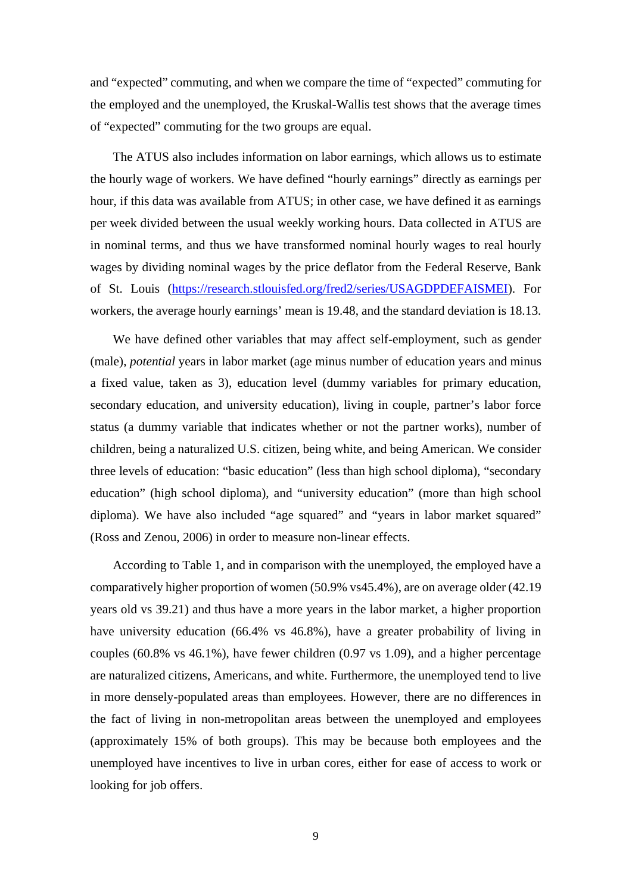and “expected” commuting, and when we compare the time of “expected” commuting for the employed and the unemployed, the Kruskal-Wallis test shows that the average times of “expected” commuting for the two groups are equal.

The ATUS also includes information on labor earnings, which allows us to estimate the hourly wage of workers. We have defined “hourly earnings” directly as earnings per hour, if this data was available from ATUS; in other case, we have defined it as earnings per week divided between the usual weekly working hours. Data collected in ATUS are in nominal terms, and thus we have transformed nominal hourly wages to real hourly wages by dividing nominal wages by the price deflator from the Federal Reserve, Bank of St. Louis (https://research.stlouisfed.org/fred2/series/USAGDPDEFAISMEI). For workers, the average hourly earnings’ mean is 19.48, and the standard deviation is 18.13.

We have defined other variables that may affect self-employment, such as gender (male), *potential* years in labor market (age minus number of education years and minus a fixed value, taken as 3), education level (dummy variables for primary education, secondary education, and university education), living in couple, partner’s labor force status (a dummy variable that indicates whether or not the partner works), number of children, being a naturalized U.S. citizen, being white, and being American. We consider three levels of education: “basic education” (less than high school diploma), “secondary education” (high school diploma), and “university education” (more than high school diploma). We have also included “age squared” and “years in labor market squared” (Ross and Zenou, 2006) in order to measure non-linear effects.

According to Table 1, and in comparison with the unemployed, the employed have a comparatively higher proportion of women (50.9% vs45.4%), are on average older (42.19 years old vs 39.21) and thus have a more years in the labor market, a higher proportion have university education (66.4% vs 46.8%), have a greater probability of living in couples (60.8% vs 46.1%), have fewer children (0.97 vs 1.09), and a higher percentage are naturalized citizens, Americans, and white. Furthermore, the unemployed tend to live in more densely-populated areas than employees. However, there are no differences in the fact of living in non-metropolitan areas between the unemployed and employees (approximately 15% of both groups). This may be because both employees and the unemployed have incentives to live in urban cores, either for ease of access to work or looking for job offers.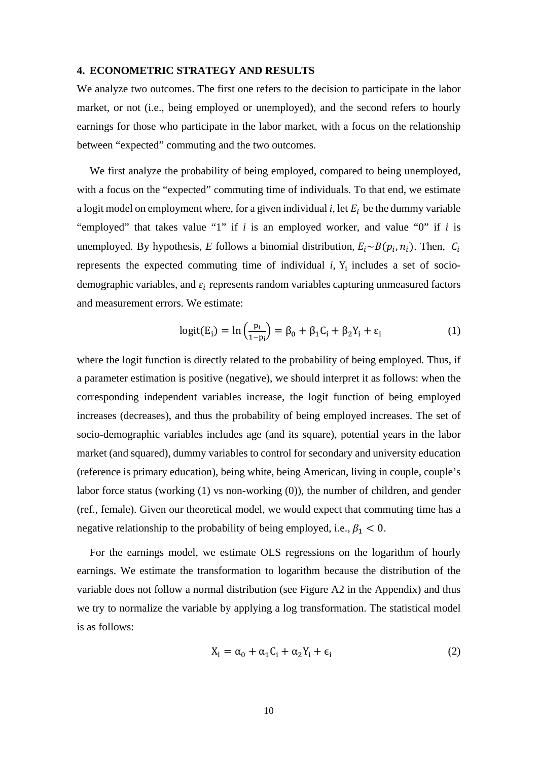## 4. ECONOMETRIC STRATEGY AND RESULTS

We analyze two outcomes. The first one refers to the decision to participate in the labor market, or not (i.e., being employed or unemployed), and the second refers to hourly earnings for those who participate in the labor market, with a focus on the relationship between "expected" commuting and the two outcomes.

We first analyze the probability of being employed, compared to being unemployed, with a focus on the "expected" commuting time of individuals. To that end, we estimate a logit model on employment where, for a given individual *i*, let $E_i$ be the dummy variable "employed" that takes value "1" if *i* is an employed worker, and value "0" if *i* is unemployed. By hypothesis, *E* follows a binomial distribution, $E_i \sim B(p_i, n_i)$. Then, $C_i$ represents the expected commuting time of individual *i*, $Y_i$ includes a set of socio-demographic variables, and $\varepsilon_i$ represents random variables capturing unmeasured factors and measurement errors. We estimate:

$$\text{logit}(E_i) = \ln\left(\frac{p_i}{1-p_i}\right) = \beta_0 + \beta_1 C_i + \beta_2 Y_i + \varepsilon_i \tag{1}$$

where the logit function is directly related to the probability of being employed. Thus, if a parameter estimation is positive (negative), we should interpret it as follows: when the corresponding independent variables increase, the logit function of being employed increases (decreases), and thus the probability of being employed increases. The set of socio-demographic variables includes age (and its square), potential years in the labor market (and squared), dummy variables to control for secondary and university education (reference is primary education), being white, being American, living in couple, couple's labor force status (working (1) vs non-working (0)), the number of children, and gender (ref., female). Given our theoretical model, we would expect that commuting time has a negative relationship to the probability of being employed, i.e., $\beta_1 < 0$.

For the earnings model, we estimate OLS regressions on the logarithm of hourly earnings. We estimate the transformation to logarithm because the distribution of the variable does not follow a normal distribution (see Figure A2 in the Appendix) and thus we try to normalize the variable by applying a log transformation. The statistical model is as follows:

$$X_i = \alpha_0 + \alpha_1 C_i + \alpha_2 Y_i + \epsilon_i \tag{2}$$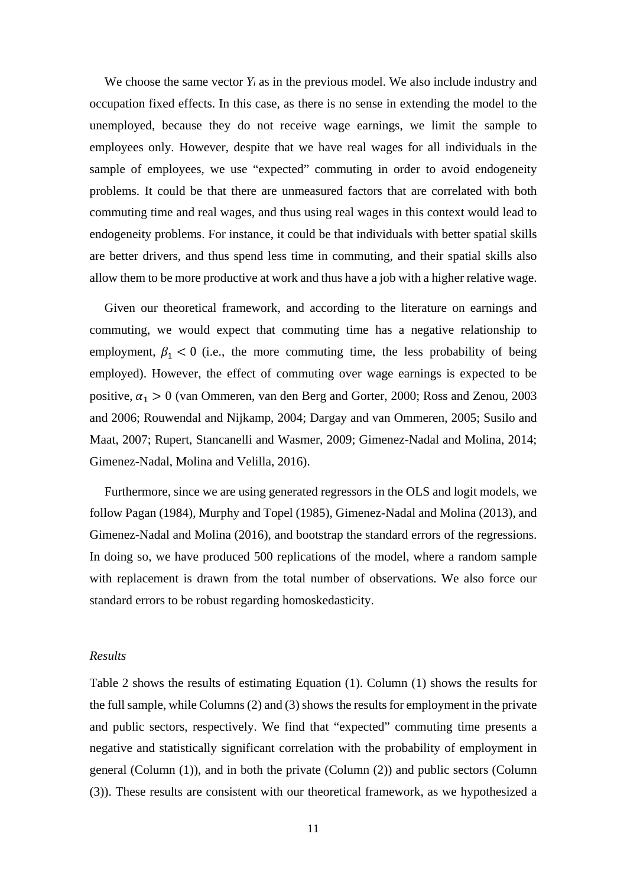We choose the same vector $Y_i$ as in the previous model. We also include industry and occupation fixed effects. In this case, as there is no sense in extending the model to the unemployed, because they do not receive wage earnings, we limit the sample to employees only. However, despite that we have real wages for all individuals in the sample of employees, we use "expected" commuting in order to avoid endogeneity problems. It could be that there are unmeasured factors that are correlated with both commuting time and real wages, and thus using real wages in this context would lead to endogeneity problems. For instance, it could be that individuals with better spatial skills are better drivers, and thus spend less time in commuting, and their spatial skills also allow them to be more productive at work and thus have a job with a higher relative wage.

Given our theoretical framework, and according to the literature on earnings and commuting, we would expect that commuting time has a negative relationship to employment, $\beta_1 < 0$ (i.e., the more commuting time, the less probability of being employed). However, the effect of commuting over wage earnings is expected to be positive, $\alpha_1 > 0$ (van Ommeren, van den Berg and Gorter, 2000; Ross and Zenou, 2003 and 2006; Rouwendal and Nijkamp, 2004; Dargay and van Ommeren, 2005; Susilo and Maat, 2007; Rupert, Stancanelli and Wasmer, 2009; Gimenez-Nadal and Molina, 2014; Gimenez-Nadal, Molina and Velilla, 2016).

Furthermore, since we are using generated regressors in the OLS and logit models, we follow Pagan (1984), Murphy and Topel (1985), Gimenez-Nadal and Molina (2013), and Gimenez-Nadal and Molina (2016), and bootstrap the standard errors of the regressions. In doing so, we have produced 500 replications of the model, where a random sample with replacement is drawn from the total number of observations. We also force our standard errors to be robust regarding homoskedasticity.

*Results*

Table 2 shows the results of estimating Equation (1). Column (1) shows the results for the full sample, while Columns (2) and (3) shows the results for employment in the private and public sectors, respectively. We find that "expected" commuting time presents a negative and statistically significant correlation with the probability of employment in general (Column (1)), and in both the private (Column (2)) and public sectors (Column (3)). These results are consistent with our theoretical framework, as we hypothesized a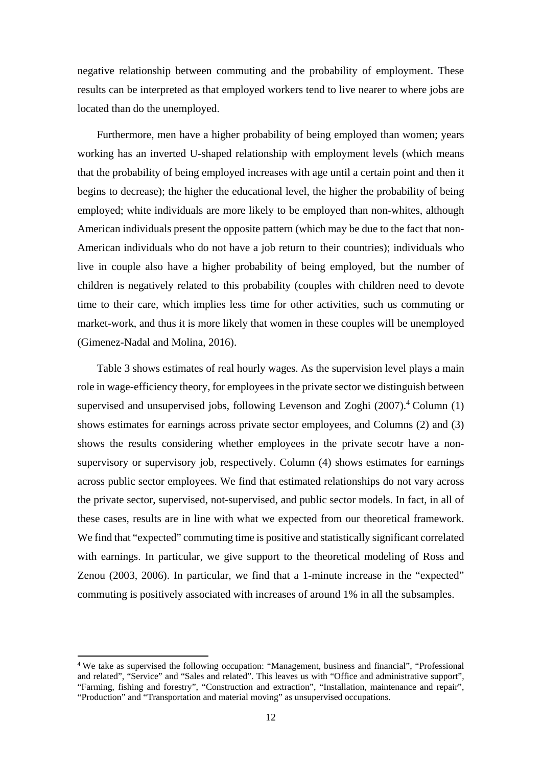negative relationship between commuting and the probability of employment. These results can be interpreted as that employed workers tend to live nearer to where jobs are located than do the unemployed.

Furthermore, men have a higher probability of being employed than women; years working has an inverted U-shaped relationship with employment levels (which means that the probability of being employed increases with age until a certain point and then it begins to decrease); the higher the educational level, the higher the probability of being employed; white individuals are more likely to be employed than non-whites, although American individuals present the opposite pattern (which may be due to the fact that non-American individuals who do not have a job return to their countries); individuals who live in couple also have a higher probability of being employed, but the number of children is negatively related to this probability (couples with children need to devote time to their care, which implies less time for other activities, such us commuting or market-work, and thus it is more likely that women in these couples will be unemployed (Gimenez-Nadal and Molina, 2016).

Table 3 shows estimates of real hourly wages. As the supervision level plays a main role in wage-efficiency theory, for employees in the private sector we distinguish between supervised and unsupervised jobs, following Levenson and Zoghi (2007).[4] Column (1) shows estimates for earnings across private sector employees, and Columns (2) and (3) shows the results considering whether employees in the private secotr have a non-supervisory or supervisory job, respectively. Column (4) shows estimates for earnings across public sector employees. We find that estimated relationships do not vary across the private sector, supervised, not-supervised, and public sector models. In fact, in all of these cases, results are in line with what we expected from our theoretical framework. We find that "expected" commuting time is positive and statistically significant correlated with earnings. In particular, we give support to the theoretical modeling of Ross and Zenou (2003, 2006). In particular, we find that a 1-minute increase in the "expected" commuting is positively associated with increases of around 1% in all the subsamples.

[4] We take as supervised the following occupation: "Management, business and financial", "Professional and related", "Service" and "Sales and related". This leaves us with "Office and administrative support", "Farming, fishing and forestry", "Construction and extraction", "Installation, maintenance and repair", "Production" and "Transportation and material moving" as unsupervised occupations.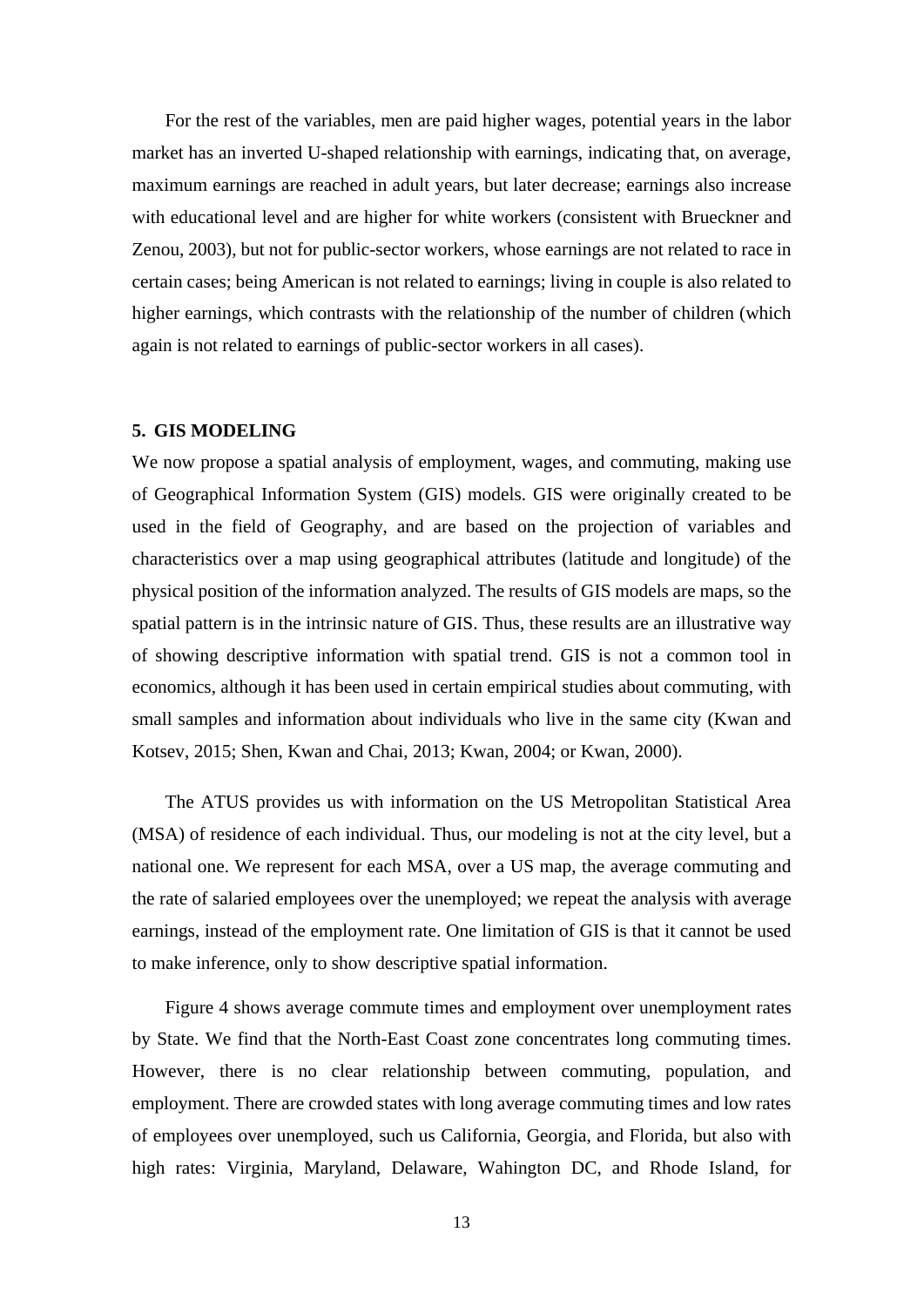For the rest of the variables, men are paid higher wages, potential years in the labor market has an inverted U-shaped relationship with earnings, indicating that, on average, maximum earnings are reached in adult years, but later decrease; earnings also increase with educational level and are higher for white workers (consistent with Brueckner and Zenou, 2003), but not for public-sector workers, whose earnings are not related to race in certain cases; being American is not related to earnings; living in couple is also related to higher earnings, which contrasts with the relationship of the number of children (which again is not related to earnings of public-sector workers in all cases).

## 5. GIS MODELING

We now propose a spatial analysis of employment, wages, and commuting, making use of Geographical Information System (GIS) models. GIS were originally created to be used in the field of Geography, and are based on the projection of variables and characteristics over a map using geographical attributes (latitude and longitude) of the physical position of the information analyzed. The results of GIS models are maps, so the spatial pattern is in the intrinsic nature of GIS. Thus, these results are an illustrative way of showing descriptive information with spatial trend. GIS is not a common tool in economics, although it has been used in certain empirical studies about commuting, with small samples and information about individuals who live in the same city (Kwan and Kotsev, 2015; Shen, Kwan and Chai, 2013; Kwan, 2004; or Kwan, 2000).

The ATUS provides us with information on the US Metropolitan Statistical Area (MSA) of residence of each individual. Thus, our modeling is not at the city level, but a national one. We represent for each MSA, over a US map, the average commuting and the rate of salaried employees over the unemployed; we repeat the analysis with average earnings, instead of the employment rate. One limitation of GIS is that it cannot be used to make inference, only to show descriptive spatial information.

Figure 4 shows average commute times and employment over unemployment rates by State. We find that the North-East Coast zone concentrates long commuting times. However, there is no clear relationship between commuting, population, and employment. There are crowded states with long average commuting times and low rates of employees over unemployed, such us California, Georgia, and Florida, but also with high rates: Virginia, Maryland, Delaware, Wahington DC, and Rhode Island, for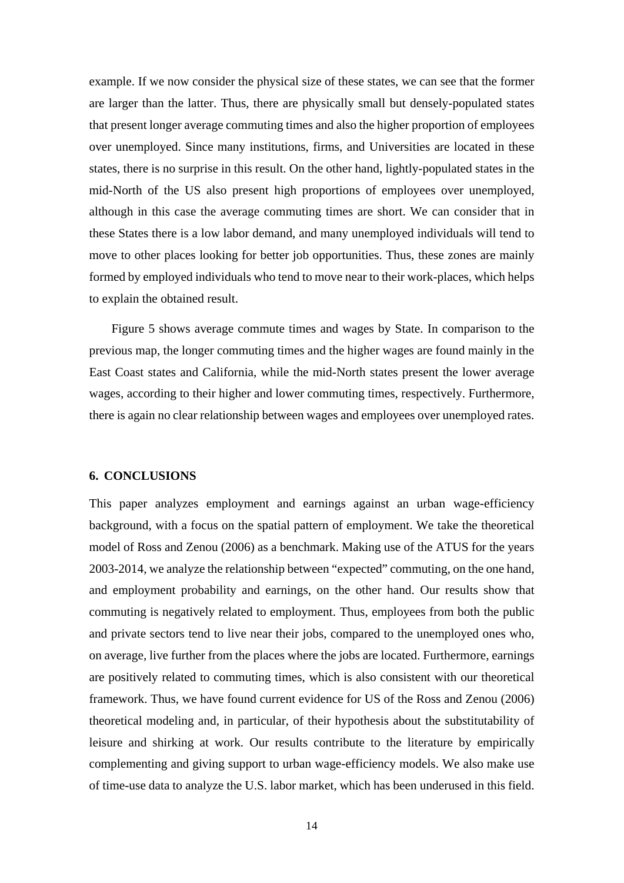example. If we now consider the physical size of these states, we can see that the former are larger than the latter. Thus, there are physically small but densely-populated states that present longer average commuting times and also the higher proportion of employees over unemployed. Since many institutions, firms, and Universities are located in these states, there is no surprise in this result. On the other hand, lightly-populated states in the mid-North of the US also present high proportions of employees over unemployed, although in this case the average commuting times are short. We can consider that in these States there is a low labor demand, and many unemployed individuals will tend to move to other places looking for better job opportunities. Thus, these zones are mainly formed by employed individuals who tend to move near to their work-places, which helps to explain the obtained result.

Figure 5 shows average commute times and wages by State. In comparison to the previous map, the longer commuting times and the higher wages are found mainly in the East Coast states and California, while the mid-North states present the lower average wages, according to their higher and lower commuting times, respectively. Furthermore, there is again no clear relationship between wages and employees over unemployed rates.

## 6. CONCLUSIONS

This paper analyzes employment and earnings against an urban wage-efficiency background, with a focus on the spatial pattern of employment. We take the theoretical model of Ross and Zenou (2006) as a benchmark. Making use of the ATUS for the years 2003-2014, we analyze the relationship between "expected" commuting, on the one hand, and employment probability and earnings, on the other hand. Our results show that commuting is negatively related to employment. Thus, employees from both the public and private sectors tend to live near their jobs, compared to the unemployed ones who, on average, live further from the places where the jobs are located. Furthermore, earnings are positively related to commuting times, which is also consistent with our theoretical framework. Thus, we have found current evidence for US of the Ross and Zenou (2006) theoretical modeling and, in particular, of their hypothesis about the substitutability of leisure and shirking at work. Our results contribute to the literature by empirically complementing and giving support to urban wage-efficiency models. We also make use of time-use data to analyze the U.S. labor market, which has been underused in this field.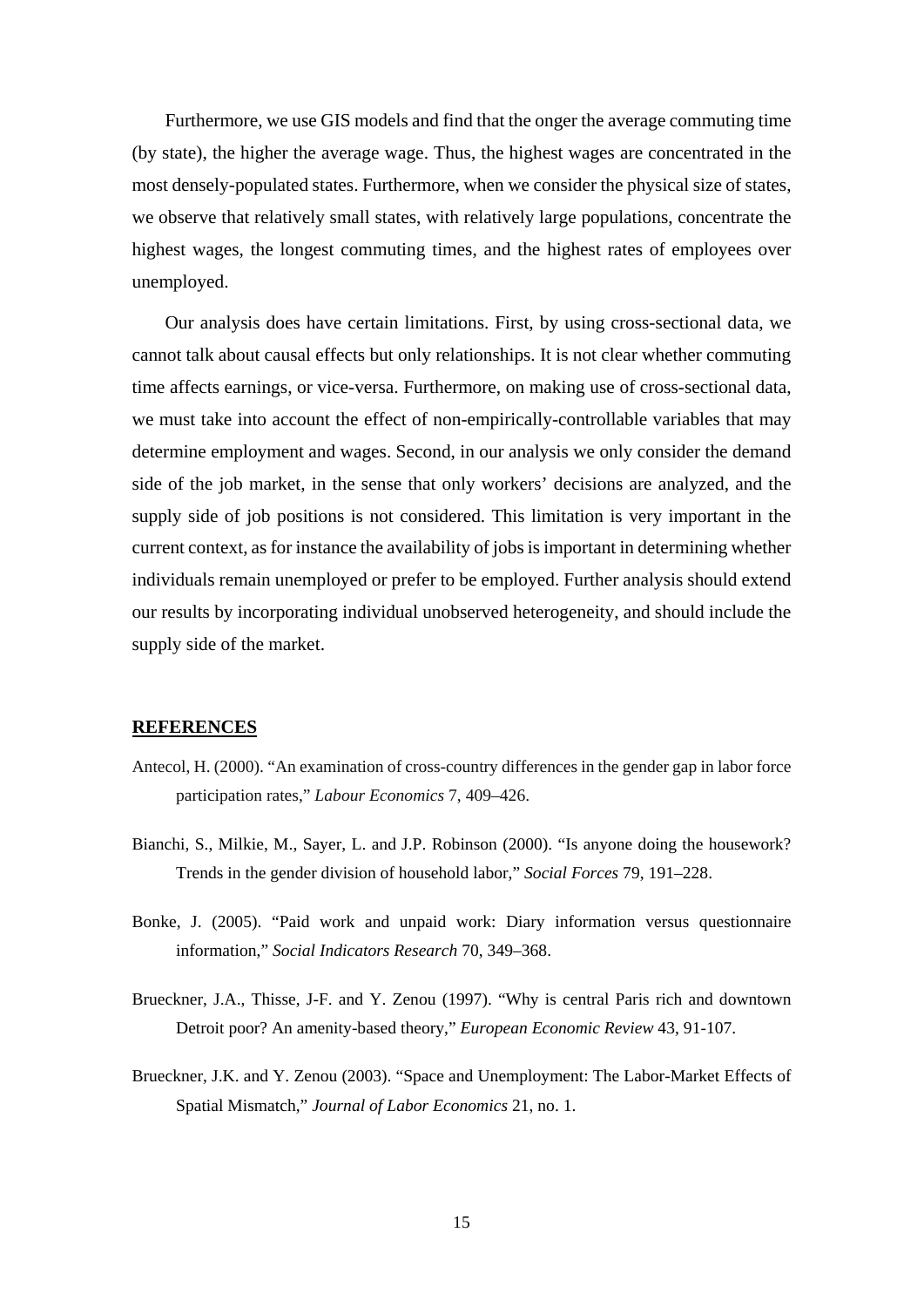Furthermore, we use GIS models and find that the onger the average commuting time (by state), the higher the average wage. Thus, the highest wages are concentrated in the most densely-populated states. Furthermore, when we consider the physical size of states, we observe that relatively small states, with relatively large populations, concentrate the highest wages, the longest commuting times, and the highest rates of employees over unemployed.

Our analysis does have certain limitations. First, by using cross-sectional data, we cannot talk about causal effects but only relationships. It is not clear whether commuting time affects earnings, or vice-versa. Furthermore, on making use of cross-sectional data, we must take into account the effect of non-empirically-controllable variables that may determine employment and wages. Second, in our analysis we only consider the demand side of the job market, in the sense that only workers' decisions are analyzed, and the supply side of job positions is not considered. This limitation is very important in the current context, as for instance the availability of jobs is important in determining whether individuals remain unemployed or prefer to be employed. Further analysis should extend our results by incorporating individual unobserved heterogeneity, and should include the supply side of the market.

## REFERENCES

Antecol, H. (2000). "An examination of cross-country differences in the gender gap in labor force participation rates," *Labour Economics* 7, 409–426.

Bianchi, S., Milkie, M., Sayer, L. and J.P. Robinson (2000). "Is anyone doing the housework? Trends in the gender division of household labor," *Social Forces* 79, 191–228.

Bonke, J. (2005). "Paid work and unpaid work: Diary information versus questionnaire information," *Social Indicators Research* 70, 349–368.

Brueckner, J.A., Thisse, J-F. and Y. Zenou (1997). "Why is central Paris rich and downtown Detroit poor? An amenity-based theory," *European Economic Review* 43, 91-107.

Brueckner, J.K. and Y. Zenou (2003). "Space and Unemployment: The Labor-Market Effects of Spatial Mismatch," *Journal of Labor Economics* 21, no. 1.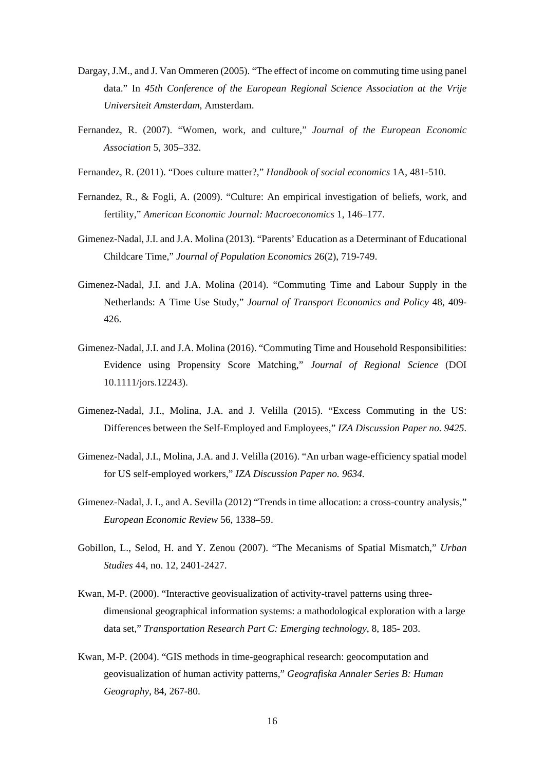Dargay, J.M., and J. Van Ommeren (2005). "The effect of income on commuting time using panel data." In *45th Conference of the European Regional Science Association at the Vrije Universiteit Amsterdam*, Amsterdam.

Fernandez, R. (2007). "Women, work, and culture," *Journal of the European Economic Association* 5, 305–332.

Fernandez, R. (2011). "Does culture matter?," *Handbook of social economics* 1A, 481-510.

Fernandez, R., & Fogli, A. (2009). "Culture: An empirical investigation of beliefs, work, and fertility," *American Economic Journal: Macroeconomics* 1, 146–177.

Gimenez-Nadal, J.I. and J.A. Molina (2013). "Parents' Education as a Determinant of Educational Childcare Time," *Journal of Population Economics* 26(2), 719-749.

Gimenez-Nadal, J.I. and J.A. Molina (2014). "Commuting Time and Labour Supply in the Netherlands: A Time Use Study," *Journal of Transport Economics and Policy* 48, 409-426.

Gimenez-Nadal, J.I. and J.A. Molina (2016). "Commuting Time and Household Responsibilities: Evidence using Propensity Score Matching," *Journal of Regional Science* (DOI 10.1111/jors.12243).

Gimenez-Nadal, J.I., Molina, J.A. and J. Velilla (2015). "Excess Commuting in the US: Differences between the Self-Employed and Employees," *IZA Discussion Paper no. 9425*.

Gimenez-Nadal, J.I., Molina, J.A. and J. Velilla (2016). "An urban wage-efficiency spatial model for US self-employed workers," *IZA Discussion Paper no. 9634.*

Gimenez-Nadal, J. I., and A. Sevilla (2012) "Trends in time allocation: a cross-country analysis," *European Economic Review* 56, 1338–59.

Gobillon, L., Selod, H. and Y. Zenou (2007). "The Mecanisms of Spatial Mismatch," *Urban Studies* 44, no. 12, 2401-2427.

Kwan, M-P. (2000). "Interactive geovisualization of activity-travel patterns using three-dimensional geographical information systems: a mathodological exploration with a large data set," *Transportation Research Part C: Emerging technology*, 8, 185- 203.

Kwan, M-P. (2004). "GIS methods in time-geographical research: geocomputation and geovisualization of human activity patterns," *Geografiska Annaler Series B: Human Geography*, 84, 267-80.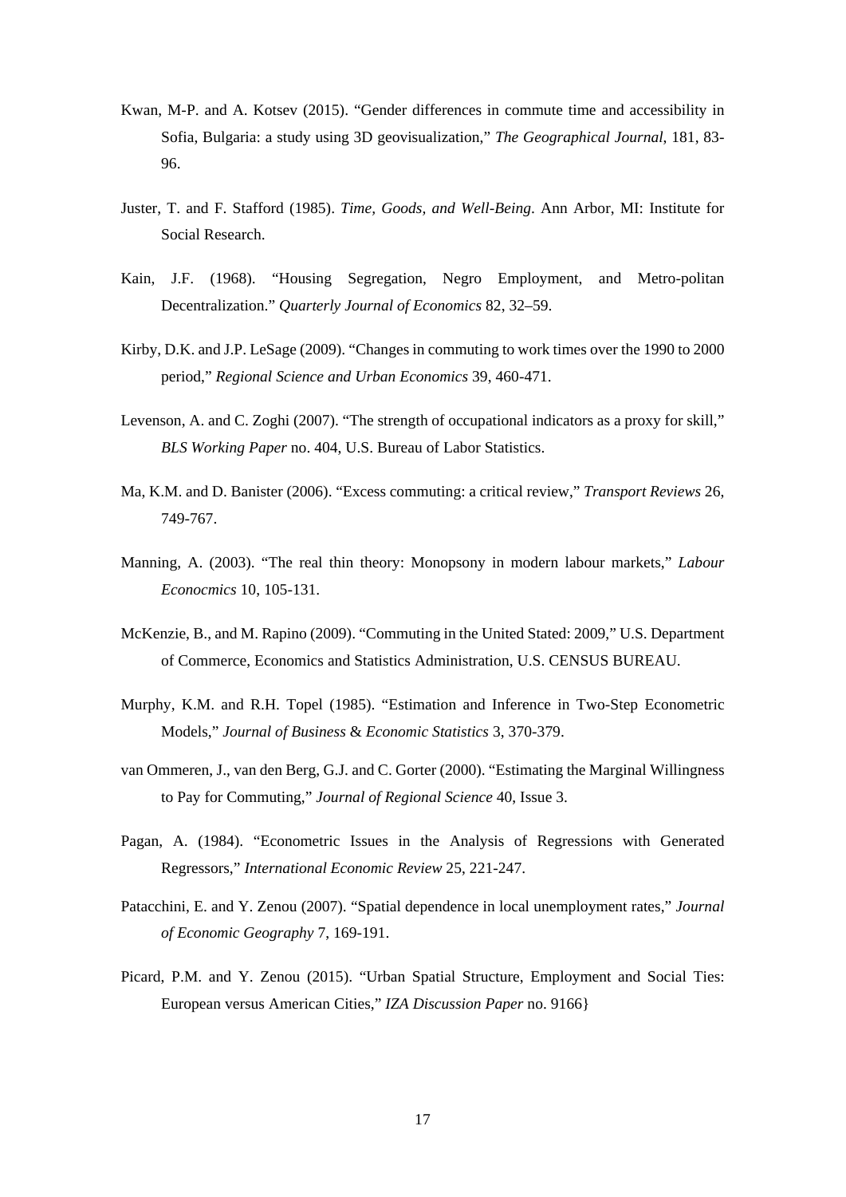Kwan, M-P. and A. Kotsev (2015). "Gender differences in commute time and accessibility in Sofia, Bulgaria: a study using 3D geovisualization," *The Geographical Journal*, 181, 83-96.

Juster, T. and F. Stafford (1985). *Time, Goods, and Well-Being*. Ann Arbor, MI: Institute for Social Research.

Kain, J.F. (1968). "Housing Segregation, Negro Employment, and Metro-politan Decentralization." *Quarterly Journal of Economics* 82, 32–59.

Kirby, D.K. and J.P. LeSage (2009). "Changes in commuting to work times over the 1990 to 2000 period," *Regional Science and Urban Economics* 39, 460-471.

Levenson, A. and C. Zoghi (2007). "The strength of occupational indicators as a proxy for skill," *BLS Working Paper* no. 404, U.S. Bureau of Labor Statistics.

Ma, K.M. and D. Banister (2006). "Excess commuting: a critical review," *Transport Reviews* 26, 749-767.

Manning, A. (2003). "The real thin theory: Monopsony in modern labour markets," *Labour Econocmics* 10, 105-131.

McKenzie, B., and M. Rapino (2009). "Commuting in the United Stated: 2009," U.S. Department of Commerce, Economics and Statistics Administration, U.S. CENSUS BUREAU.

Murphy, K.M. and R.H. Topel (1985). "Estimation and Inference in Two-Step Econometric Models," *Journal of Business* & *Economic Statistics* 3, 370-379.

van Ommeren, J., van den Berg, G.J. and C. Gorter (2000). "Estimating the Marginal Willingness to Pay for Commuting," *Journal of Regional Science* 40, Issue 3.

Pagan, A. (1984). "Econometric Issues in the Analysis of Regressions with Generated Regressors," *International Economic Review* 25, 221-247.

Patacchini, E. and Y. Zenou (2007). "Spatial dependence in local unemployment rates," *Journal of Economic Geography* 7, 169-191.

Picard, P.M. and Y. Zenou (2015). "Urban Spatial Structure, Employment and Social Ties: European versus American Cities," *IZA Discussion Paper* no. 9166}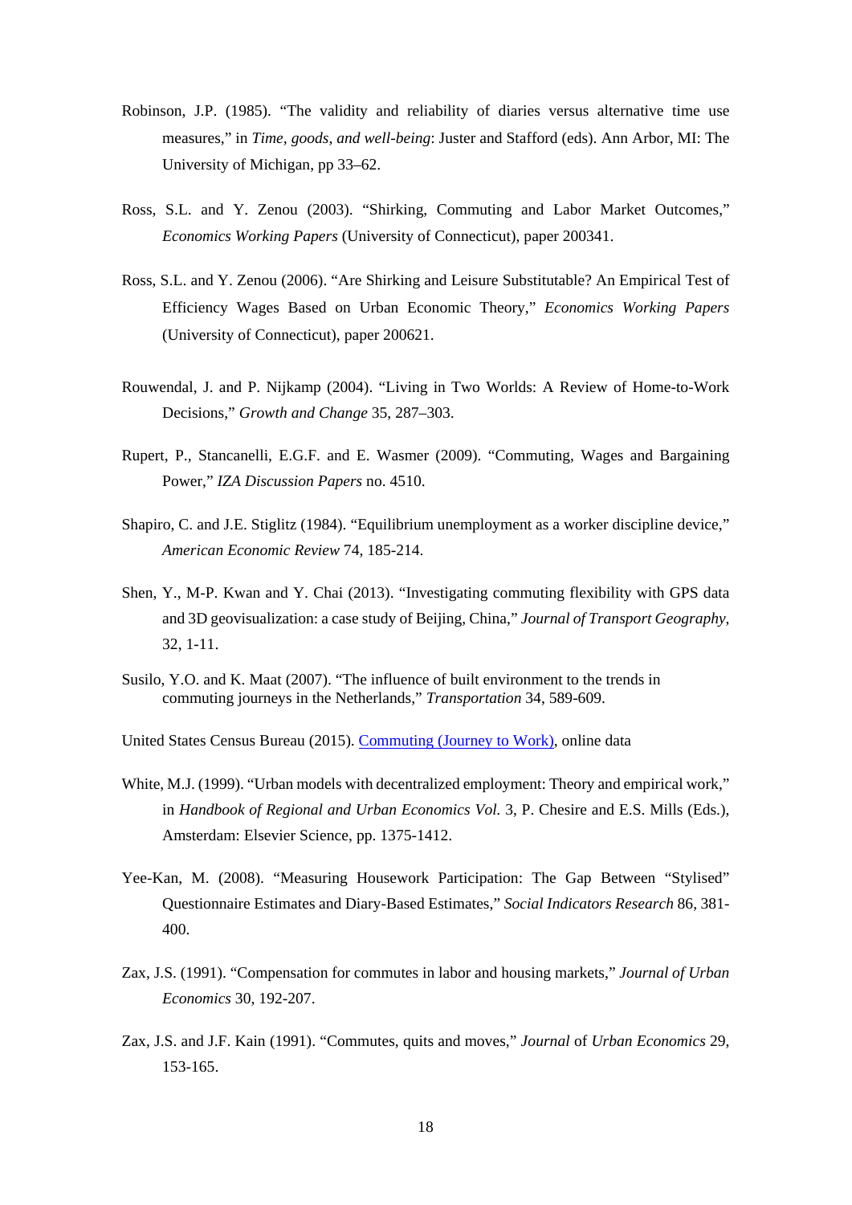Robinson, J.P. (1985). "The validity and reliability of diaries versus alternative time use measures," in *Time, goods, and well-being*: Juster and Stafford (eds). Ann Arbor, MI: The University of Michigan, pp 33–62.

Ross, S.L. and Y. Zenou (2003). "Shirking, Commuting and Labor Market Outcomes," *Economics Working Papers* (University of Connecticut), paper 200341.

Ross, S.L. and Y. Zenou (2006). "Are Shirking and Leisure Substitutable? An Empirical Test of Efficiency Wages Based on Urban Economic Theory," *Economics Working Papers* (University of Connecticut), paper 200621.

Rouwendal, J. and P. Nijkamp (2004). "Living in Two Worlds: A Review of Home-to-Work Decisions," *Growth and Change* 35, 287–303.

Rupert, P., Stancanelli, E.G.F. and E. Wasmer (2009). "Commuting, Wages and Bargaining Power," *IZA Discussion Papers* no. 4510.

Shapiro, C. and J.E. Stiglitz (1984). "Equilibrium unemployment as a worker discipline device," *American Economic Review* 74, 185-214.

Shen, Y., M-P. Kwan and Y. Chai (2013). "Investigating commuting flexibility with GPS data and 3D geovisualization: a case study of Beijing, China," *Journal of Transport Geography*, 32, 1-11.

Susilo, Y.O. and K. Maat (2007). "The influence of built environment to the trends in commuting journeys in the Netherlands," *Transportation* 34, 589-609.

United States Census Bureau (2015). Commuting (Journey to Work), online data

White, M.J. (1999). "Urban models with decentralized employment: Theory and empirical work," in *Handbook of Regional and Urban Economics Vol.* 3, P. Chesire and E.S. Mills (Eds.), Amsterdam: Elsevier Science, pp. 1375-1412.

Yee-Kan, M. (2008). "Measuring Housework Participation: The Gap Between "Stylised" Questionnaire Estimates and Diary-Based Estimates," *Social Indicators Research* 86, 381-400.

Zax, J.S. (1991). "Compensation for commutes in labor and housing markets," *Journal of Urban Economics* 30, 192-207.

Zax, J.S. and J.F. Kain (1991). "Commutes, quits and moves," *Journal* of *Urban Economics* 29, 153-165.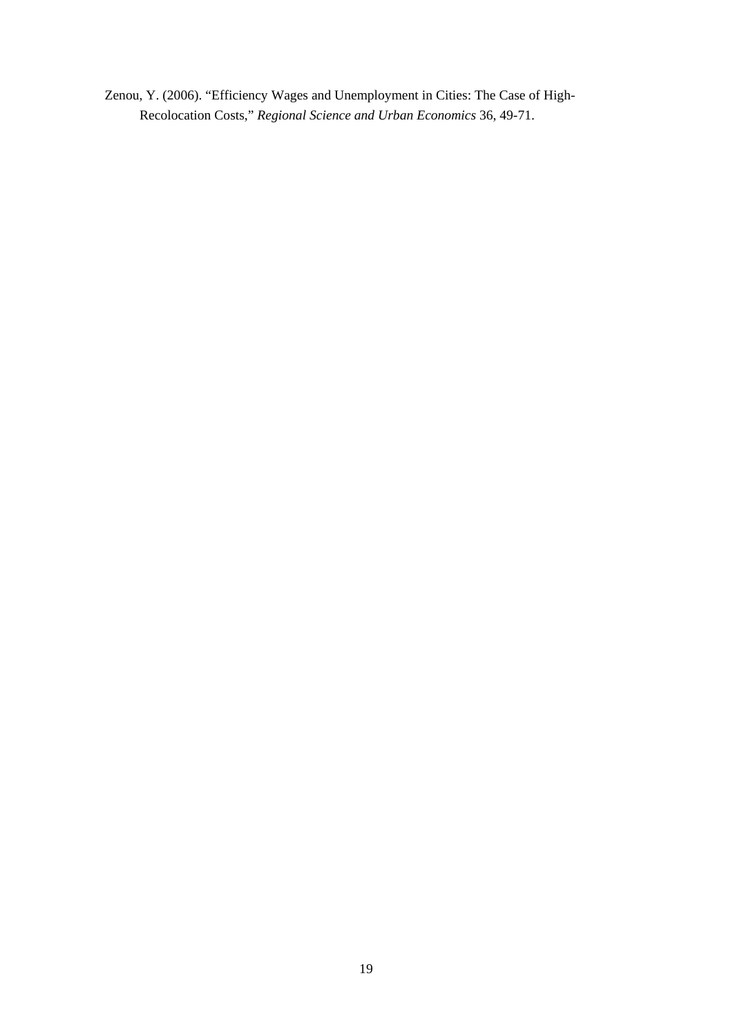Zenou, Y. (2006). "Efficiency Wages and Unemployment in Cities: The Case of High-Recolocation Costs," *Regional Science and Urban Economics* 36, 49-71.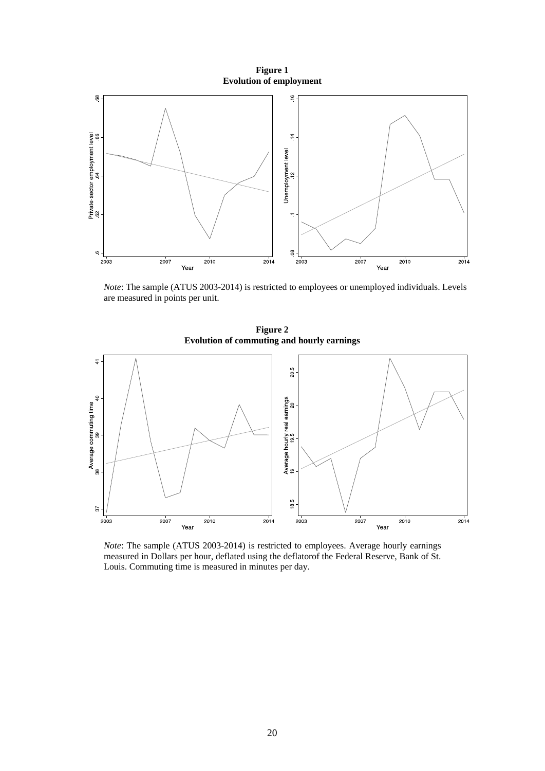**Figure 1**
**Evolution of employment**

*Note*: The sample (ATUS 2003-2014) is restricted to employees or unemployed individuals. Levels are measured in points per unit.

**Figure 2**
**Evolution of commuting and hourly earnings**

*Note*: The sample (ATUS 2003-2014) is restricted to employees. Average hourly earnings measured in Dollars per hour, deflated using the deflatorof the Federal Reserve, Bank of St. Louis. Commuting time is measured in minutes per day.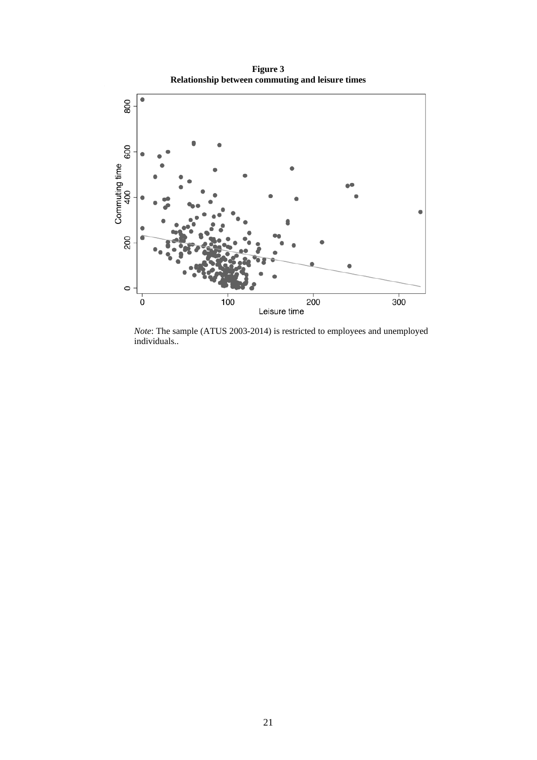**Figure 3**
**Relationship between commuting and leisure times**

*Note*: The sample (ATUS 2003-2014) is restricted to employees and unemployed individuals..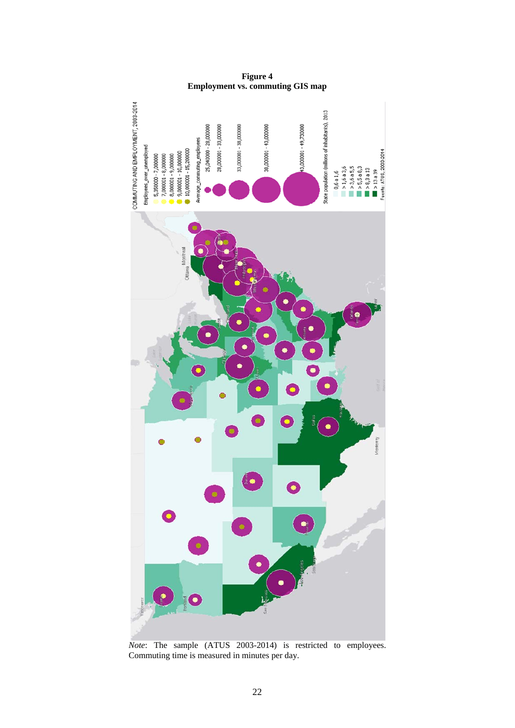**Figure 4**
**Employment vs. commuting GIS map**

*Note*: The sample (ATUS 2003-2014) is restricted to employees. Commuting time is measured in minutes per day.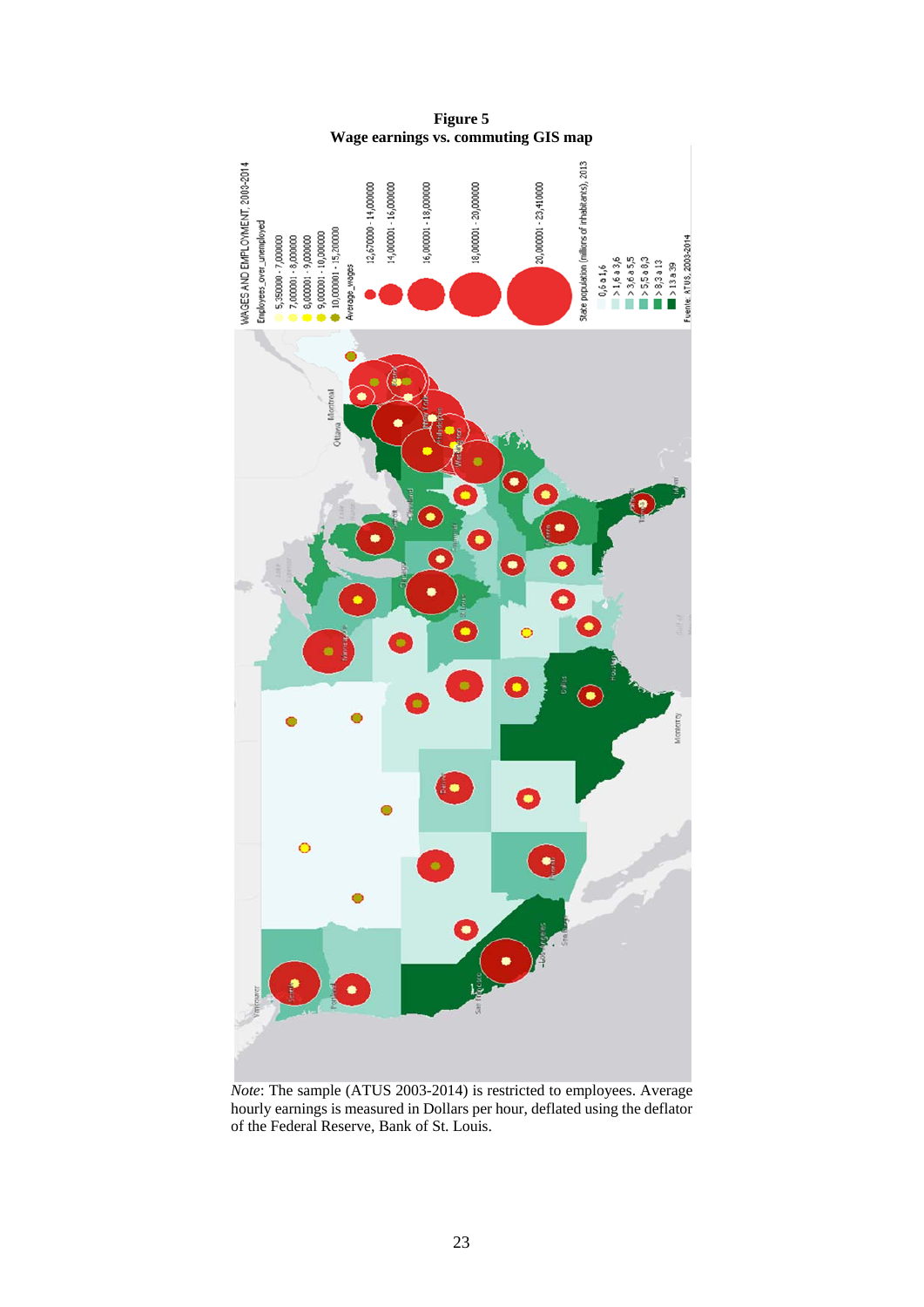**Figure 5**
**Wage earnings vs. commuting GIS map**

*Note*: The sample (ATUS 2003-2014) is restricted to employees. Average hourly earnings is measured in Dollars per hour, deflated using the deflator of the Federal Reserve, Bank of St. Louis.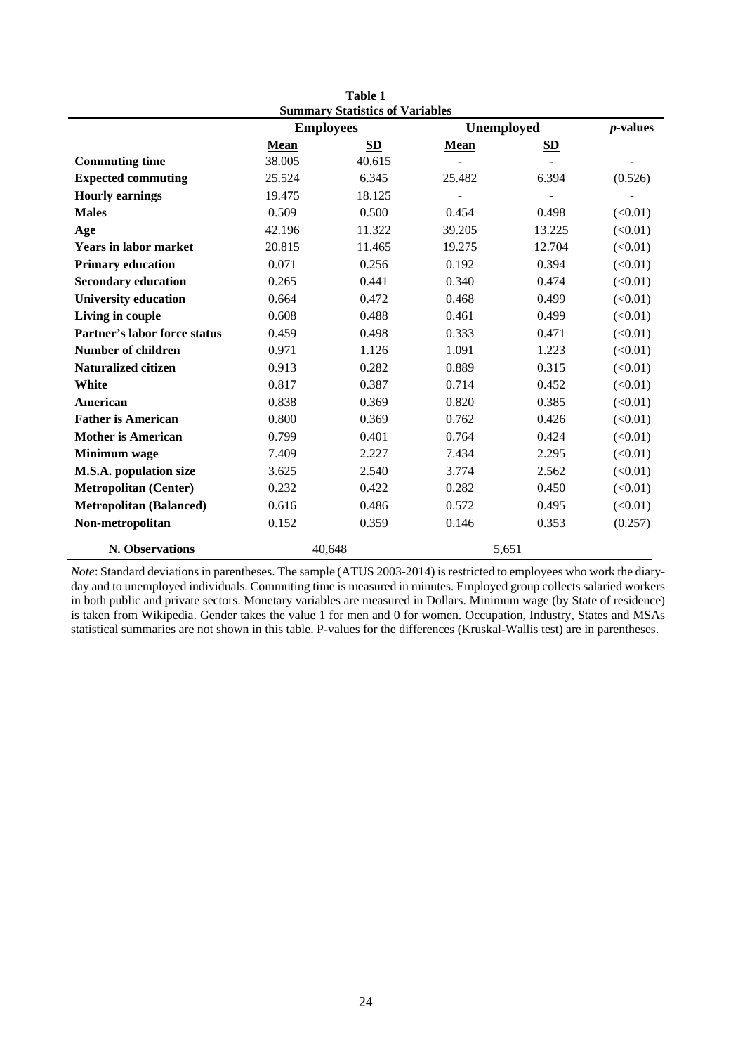**Table 1**
**Summary Statistics of Variables**

| | **Employees** | | **Unemployed** | | ***p*-values** |
|---|---|---|---|---|---|
| | **Mean** | **SD** | **Mean** | **SD** | |
| **Commuting time** | 38.005 | 40.615 | - | - | - |
| **Expected commuting** | 25.524 | 6.345 | 25.482 | 6.394 | (0.526) |
| **Hourly earnings** | 19.475 | 18.125 | - | - | - |
| **Males** | 0.509 | 0.500 | 0.454 | 0.498 | (<0.01) |
| **Age** | 42.196 | 11.322 | 39.205 | 13.225 | (<0.01) |
| **Years in labor market** | 20.815 | 11.465 | 19.275 | 12.704 | (<0.01) |
| **Primary education** | 0.071 | 0.256 | 0.192 | 0.394 | (<0.01) |
| **Secondary education** | 0.265 | 0.441 | 0.340 | 0.474 | (<0.01) |
| **University education** | 0.664 | 0.472 | 0.468 | 0.499 | (<0.01) |
| **Living in couple** | 0.608 | 0.488 | 0.461 | 0.499 | (<0.01) |
| **Partner's labor force status** | 0.459 | 0.498 | 0.333 | 0.471 | (<0.01) |
| **Number of children** | 0.971 | 1.126 | 1.091 | 1.223 | (<0.01) |
| **Naturalized citizen** | 0.913 | 0.282 | 0.889 | 0.315 | (<0.01) |
| **White** | 0.817 | 0.387 | 0.714 | 0.452 | (<0.01) |
| **American** | 0.838 | 0.369 | 0.820 | 0.385 | (<0.01) |
| **Father is American** | 0.800 | 0.369 | 0.762 | 0.426 | (<0.01) |
| **Mother is American** | 0.799 | 0.401 | 0.764 | 0.424 | (<0.01) |
| **Minimum wage** | 7.409 | 2.227 | 7.434 | 2.295 | (<0.01) |
| **M.S.A. population size** | 3.625 | 2.540 | 3.774 | 2.562 | (<0.01) |
| **Metropolitan (Center)** | 0.232 | 0.422 | 0.282 | 0.450 | (<0.01) |
| **Metropolitan (Balanced)** | 0.616 | 0.486 | 0.572 | 0.495 | (<0.01) |
| **Non-metropolitan** | 0.152 | 0.359 | 0.146 | 0.353 | (0.257) |
| **N. Observations** | 40,648 | | 5,651 | | |

*Note*: Standard deviations in parentheses. The sample (ATUS 2003-2014) is restricted to employees who work the diary-day and to unemployed individuals. Commuting time is measured in minutes. Employed group collects salaried workers in both public and private sectors. Monetary variables are measured in Dollars. Minimum wage (by State of residence) is taken from Wikipedia. Gender takes the value 1 for men and 0 for women. Occupation, Industry, States and MSAs statistical summaries are not shown in this table. P-values for the differences (Kruskal-Wallis test) are in parentheses.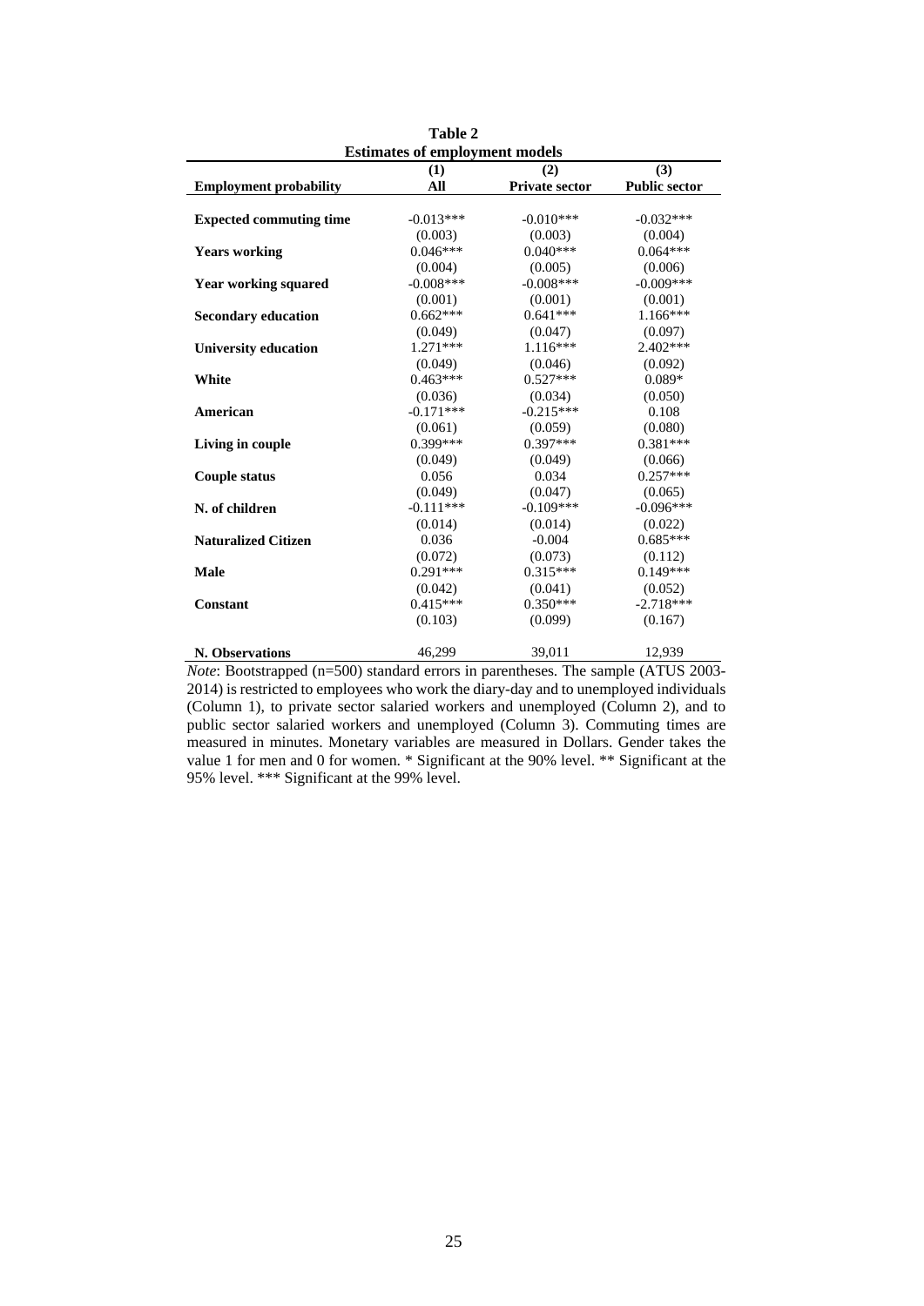**Table 2**

**Estimates of employment models**

| **Employment probability** | **(1) All** | **(2) Private sector** | **(3) Public sector** |
|---|---|---|---|
| **Expected commuting time** | -0.013*** | -0.010*** | -0.032*** |
| | (0.003) | (0.003) | (0.004) |
| **Years working** | 0.046*** | 0.040*** | 0.064*** |
| | (0.004) | (0.005) | (0.006) |
| **Year working squared** | -0.008*** | -0.008*** | -0.009*** |
| | (0.001) | (0.001) | (0.001) |
| **Secondary education** | 0.662*** | 0.641*** | 1.166*** |
| | (0.049) | (0.047) | (0.097) |
| **University education** | 1.271*** | 1.116*** | 2.402*** |
| | (0.049) | (0.046) | (0.092) |
| **White** | 0.463*** | 0.527*** | 0.089* |
| | (0.036) | (0.034) | (0.050) |
| **American** | -0.171*** | -0.215*** | 0.108 |
| | (0.061) | (0.059) | (0.080) |
| **Living in couple** | 0.399*** | 0.397*** | 0.381*** |
| | (0.049) | (0.049) | (0.066) |
| **Couple status** | 0.056 | 0.034 | 0.257*** |
| | (0.049) | (0.047) | (0.065) |
| **N. of children** | -0.111*** | -0.109*** | -0.096*** |
| | (0.014) | (0.014) | (0.022) |
| **Naturalized Citizen** | 0.036 | -0.004 | 0.685*** |
| | (0.072) | (0.073) | (0.112) |
| **Male** | 0.291*** | 0.315*** | 0.149*** |
| | (0.042) | (0.041) | (0.052) |
| **Constant** | 0.415*** | 0.350*** | -2.718*** |
| | (0.103) | (0.099) | (0.167) |
| **N. Observations** | 46,299 | 39,011 | 12,939 |

*Note*: Bootstrapped (n=500) standard errors in parentheses. The sample (ATUS 2003-2014) is restricted to employees who work the diary-day and to unemployed individuals (Column 1), to private sector salaried workers and unemployed (Column 2), and to public sector salaried workers and unemployed (Column 3). Commuting times are measured in minutes. Monetary variables are measured in Dollars. Gender takes the value 1 for men and 0 for women. * Significant at the 90% level. ** Significant at the 95% level. *** Significant at the 99% level.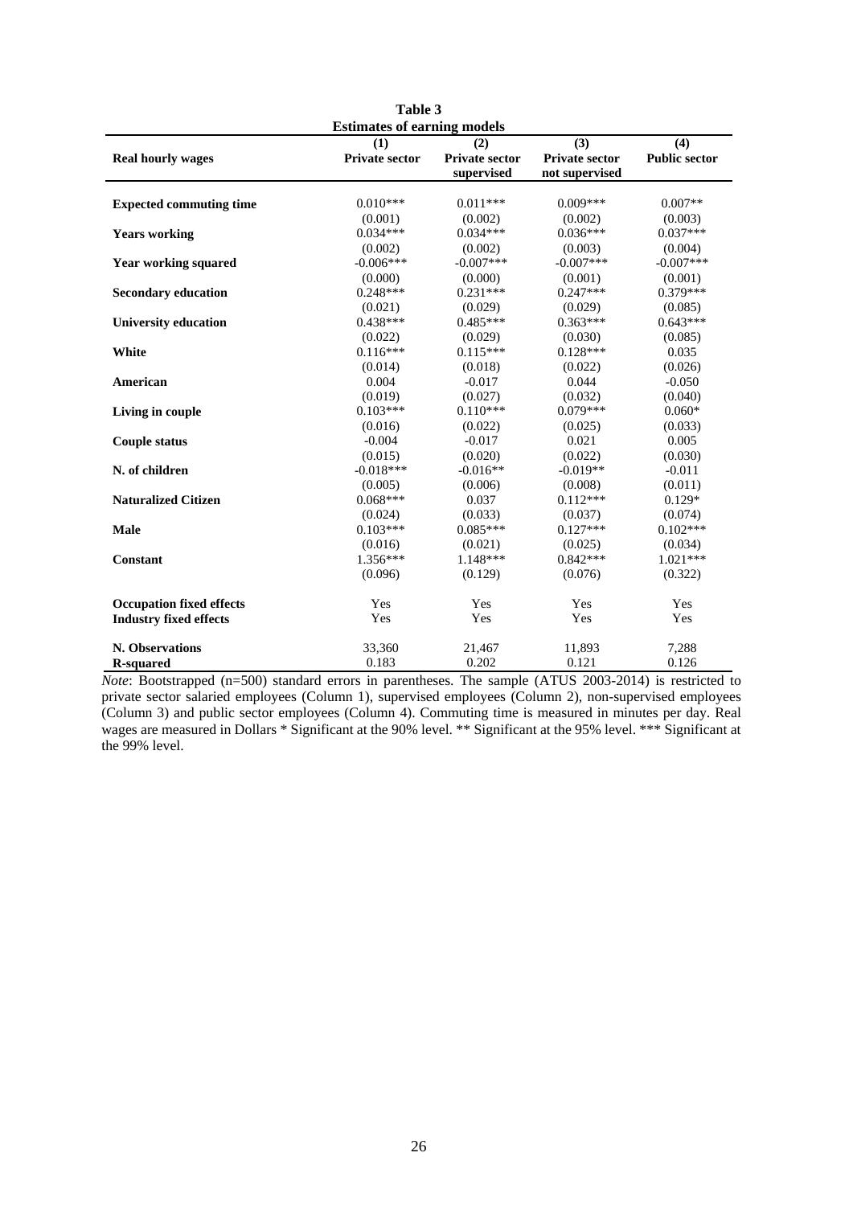**Table 3**

**Estimates of earning models**

| Real hourly wages | (1) Private sector | (2) Private sector supervised | (3) Private sector not supervised | (4) Public sector |
|---|---|---|---|---|
| **Expected commuting time** | 0.010*** | 0.011*** | 0.009*** | 0.007** |
| | (0.001) | (0.002) | (0.002) | (0.003) |
| **Years working** | 0.034*** | 0.034*** | 0.036*** | 0.037*** |
| | (0.002) | (0.002) | (0.003) | (0.004) |
| **Year working squared** | -0.006*** | -0.007*** | -0.007*** | -0.007*** |
| | (0.000) | (0.000) | (0.001) | (0.001) |
| **Secondary education** | 0.248*** | 0.231*** | 0.247*** | 0.379*** |
| | (0.021) | (0.029) | (0.029) | (0.085) |
| **University education** | 0.438*** | 0.485*** | 0.363*** | 0.643*** |
| | (0.022) | (0.029) | (0.030) | (0.085) |
| **White** | 0.116*** | 0.115*** | 0.128*** | 0.035 |
| | (0.014) | (0.018) | (0.022) | (0.026) |
| **American** | 0.004 | -0.017 | 0.044 | -0.050 |
| | (0.019) | (0.027) | (0.032) | (0.040) |
| **Living in couple** | 0.103*** | 0.110*** | 0.079*** | 0.060* |
| | (0.016) | (0.022) | (0.025) | (0.033) |
| **Couple status** | -0.004 | -0.017 | 0.021 | 0.005 |
| | (0.015) | (0.020) | (0.022) | (0.030) |
| **N. of children** | -0.018*** | -0.016** | -0.019** | -0.011 |
| | (0.005) | (0.006) | (0.008) | (0.011) |
| **Naturalized Citizen** | 0.068*** | 0.037 | 0.112*** | 0.129* |
| | (0.024) | (0.033) | (0.037) | (0.074) |
| **Male** | 0.103*** | 0.085*** | 0.127*** | 0.102*** |
| | (0.016) | (0.021) | (0.025) | (0.034) |
| **Constant** | 1.356*** | 1.148*** | 0.842*** | 1.021*** |
| | (0.096) | (0.129) | (0.076) | (0.322) |
| **Occupation fixed effects** | Yes | Yes | Yes | Yes |
| **Industry fixed effects** | Yes | Yes | Yes | Yes |
| **N. Observations** | 33,360 | 21,467 | 11,893 | 7,288 |
| **R-squared** | 0.183 | 0.202 | 0.121 | 0.126 |

*Note*: Bootstrapped (n=500) standard errors in parentheses. The sample (ATUS 2003-2014) is restricted to private sector salaried employees (Column 1), supervised employees (Column 2), non-supervised employees (Column 3) and public sector employees (Column 4). Commuting time is measured in minutes per day. Real wages are measured in Dollars * Significant at the 90% level. ** Significant at the 95% level. *** Significant at the 99% level.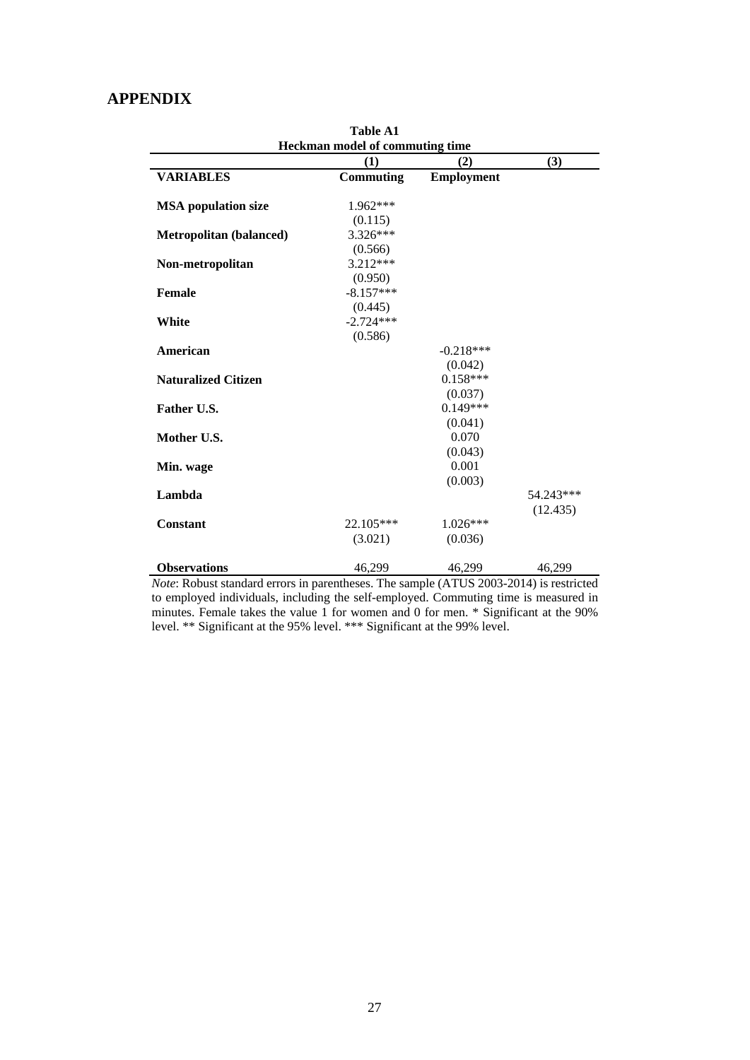## APPENDIX

**Table A1**
**Heckman model of commuting time**

| | (1) | (2) | (3) |
|---|---|---|---|
| **VARIABLES** | **Commuting** | **Employment** | |
| **MSA population size** | 1.962*** | | |
| | (0.115) | | |
| **Metropolitan (balanced)** | 3.326*** | | |
| | (0.566) | | |
| **Non-metropolitan** | 3.212*** | | |
| | (0.950) | | |
| **Female** | -8.157*** | | |
| | (0.445) | | |
| **White** | -2.724*** | | |
| | (0.586) | | |
| **American** | | -0.218*** | |
| | | (0.042) | |
| **Naturalized Citizen** | | 0.158*** | |
| | | (0.037) | |
| **Father U.S.** | | 0.149*** | |
| | | (0.041) | |
| **Mother U.S.** | | 0.070 | |
| | | (0.043) | |
| **Min. wage** | | 0.001 | |
| | | (0.003) | |
| **Lambda** | | | 54.243*** |
| | | | (12.435) |
| **Constant** | 22.105*** | 1.026*** | |
| | (3.021) | (0.036) | |
| **Observations** | 46,299 | 46,299 | 46,299 |

*Note*: Robust standard errors in parentheses. The sample (ATUS 2003-2014) is restricted to employed individuals, including the self-employed. Commuting time is measured in minutes. Female takes the value 1 for women and 0 for men. * Significant at the 90% level. ** Significant at the 95% level. *** Significant at the 99% level.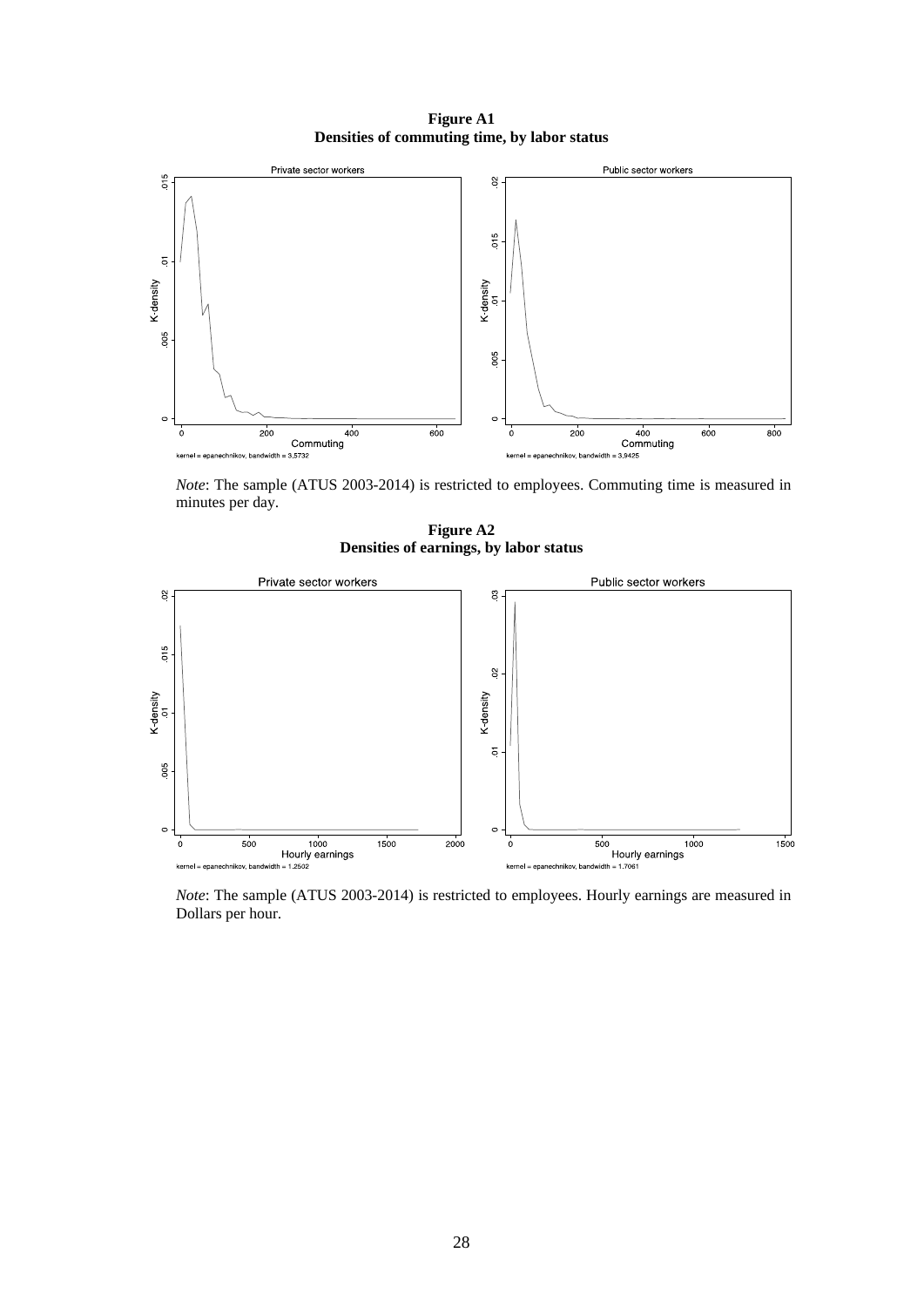**Figure A1**
**Densities of commuting time, by labor status**

Private sector workers

K-density

.015
.01
.005
0

0 200 400 600

Commuting

kernel = epanechnikov, bandwidth = 3.5732

Public sector workers

K-density

.02
.015
.01
.005
0

0 200 400 600 800

Commuting

kernel = epanechnikov, bandwidth = 3.9425

*Note*: The sample (ATUS 2003-2014) is restricted to employees. Commuting time is measured in minutes per day.

**Figure A2**
**Densities of earnings, by labor status**

Private sector workers

K-density

.02
.015
.01
.005
0

0 500 1000 1500 2000

Hourly earnings

kernel = epanechnikov, bandwidth = 1.2502

Public sector workers

K-density

.03
.02
.01
0

0 500 1000 1500

Hourly earnings

kernel = epanechnikov, bandwidth = 1.7061

*Note*: The sample (ATUS 2003-2014) is restricted to employees. Hourly earnings are measured in Dollars per hour.